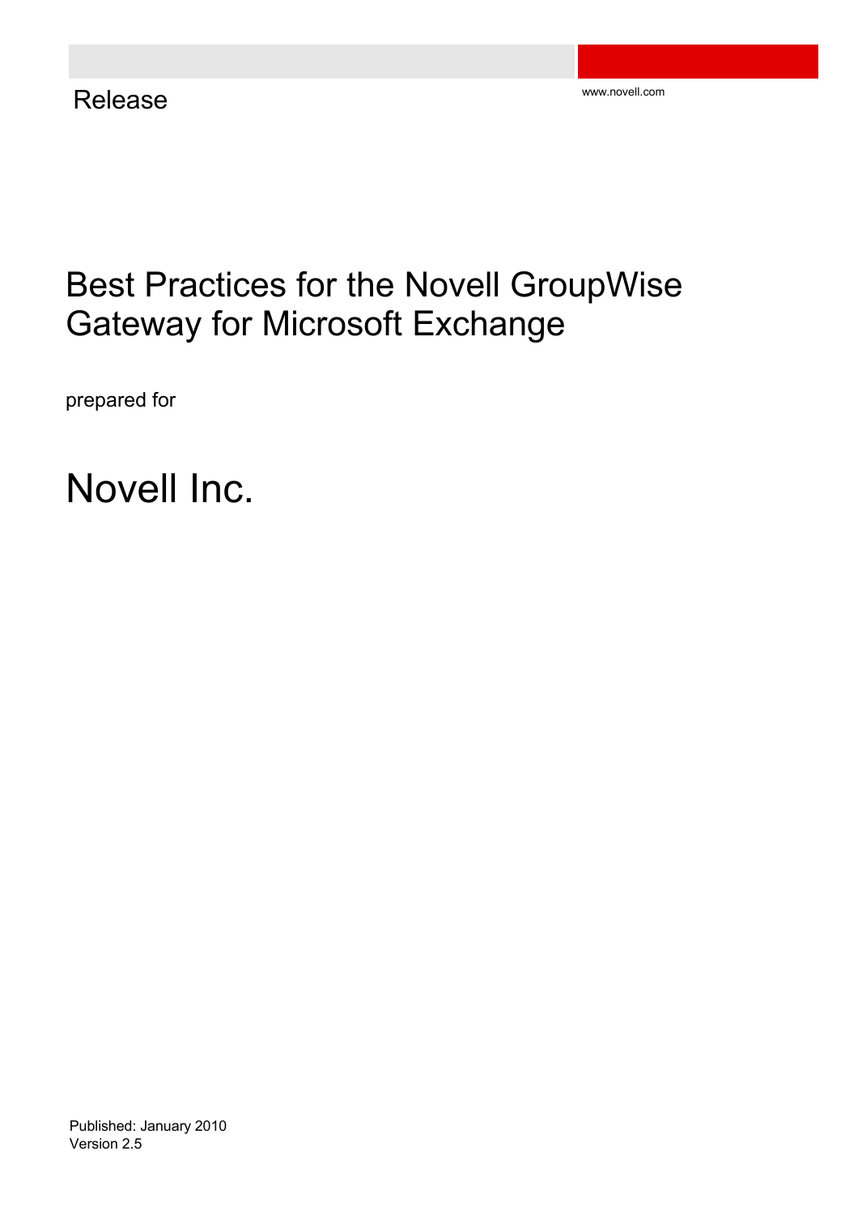Release

www.novell.com

# Best Practices for the Novell GroupWise Gateway for Microsoft Exchange

prepared for

# Novell Inc.

Published: January 2010
Version 2.5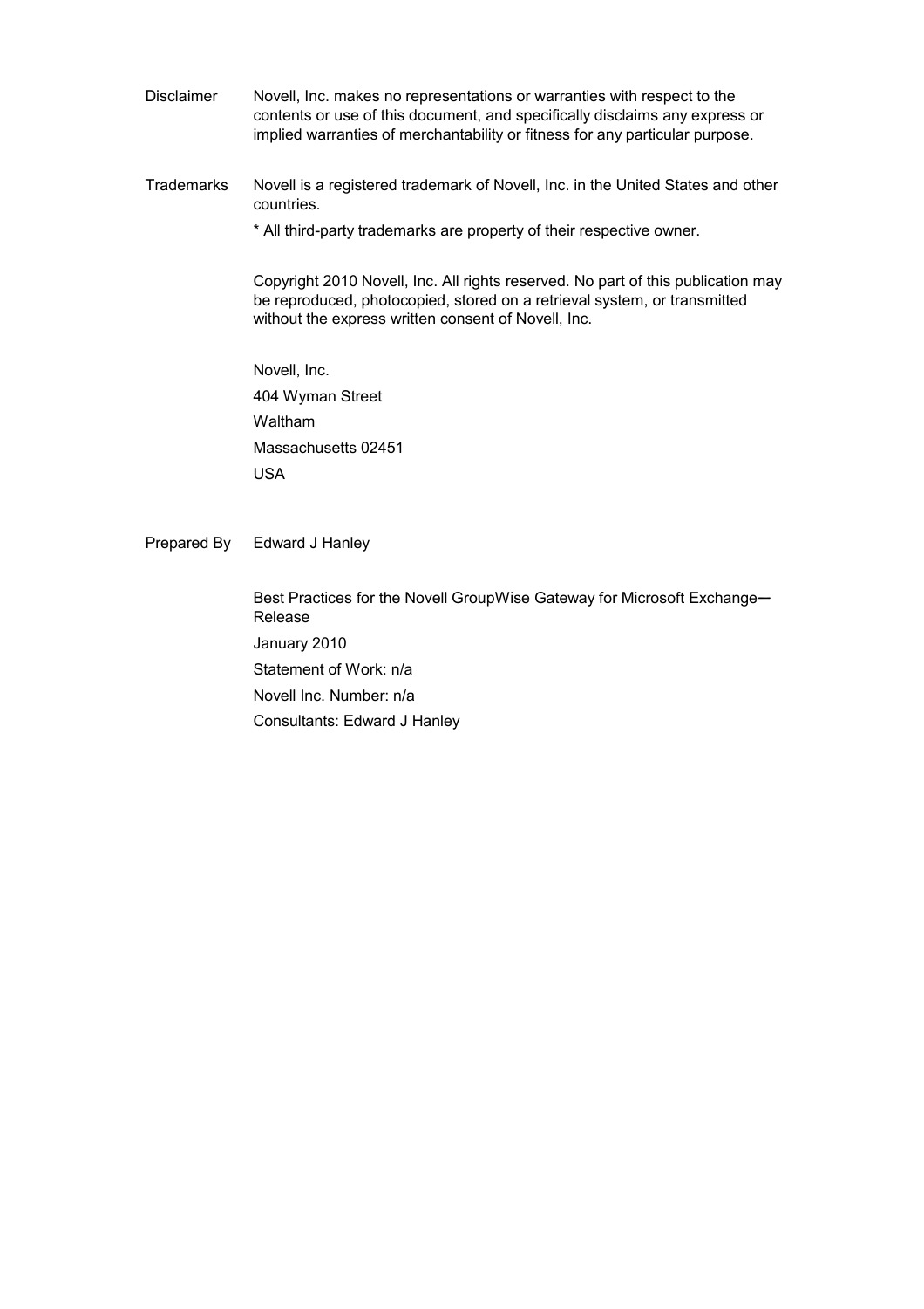**Disclaimer** Novell, Inc. makes no representations or warranties with respect to the contents or use of this document, and specifically disclaims any express or implied warranties of merchantability or fitness for any particular purpose.

**Trademarks** Novell is a registered trademark of Novell, Inc. in the United States and other countries.

* All third-party trademarks are property of their respective owner.

Copyright 2010 Novell, Inc. All rights reserved. No part of this publication may be reproduced, photocopied, stored on a retrieval system, or transmitted without the express written consent of Novell, Inc.

Novell, Inc.
404 Wyman Street
Waltham
Massachusetts 02451
USA

**Prepared By** Edward J Hanley

Best Practices for the Novell GroupWise Gateway for Microsoft Exchange—Release
January 2010
Statement of Work: n/a
Novell Inc. Number: n/a
Consultants: Edward J Hanley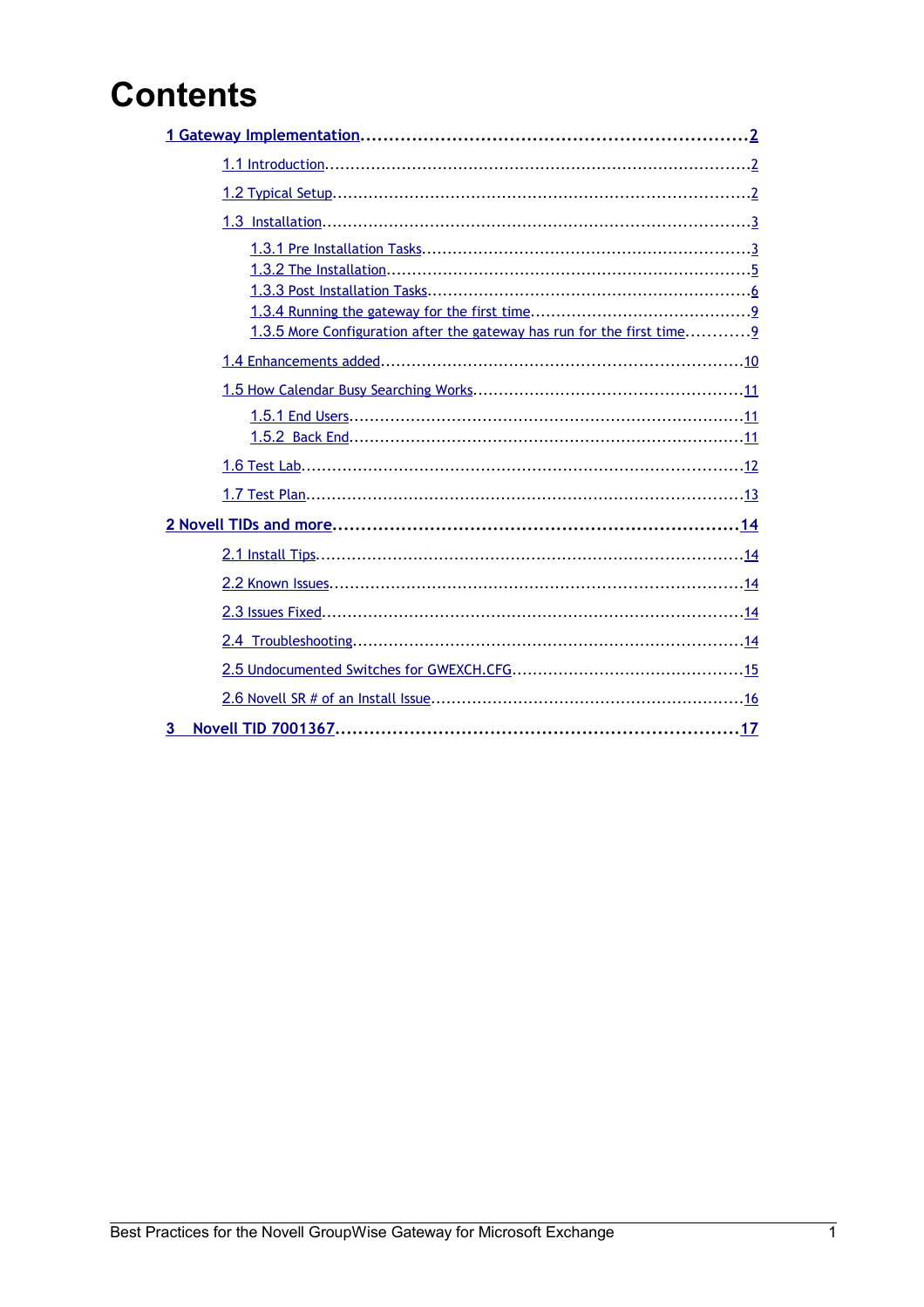# Contents

1 Gateway Implementation....................2

- 1.1 Introduction....................2
- 1.2 Typical Setup....................2
- 1.3 Installation....................3
  - 1.3.1 Pre Installation Tasks....................3
  - 1.3.2 The Installation....................5
  - 1.3.3 Post Installation Tasks....................6
  - 1.3.4 Running the gateway for the first time....................9
  - 1.3.5 More Configuration after the gateway has run for the first time....................9
- 1.4 Enhancements added....................10
- 1.5 How Calendar Busy Searching Works....................11
  - 1.5.1 End Users....................11
  - 1.5.2 Back End....................11
- 1.6 Test Lab....................12
- 1.7 Test Plan....................13

2 Novell TIDs and more....................14

- 2.1 Install Tips....................14
- 2.2 Known Issues....................14
- 2.3 Issues Fixed....................14
- 2.4 Troubleshooting....................14
- 2.5 Undocumented Switches for GWEXCH.CFG....................15
- 2.6 Novell SR # of an Install Issue....................16

3 Novell TID 7001367....................17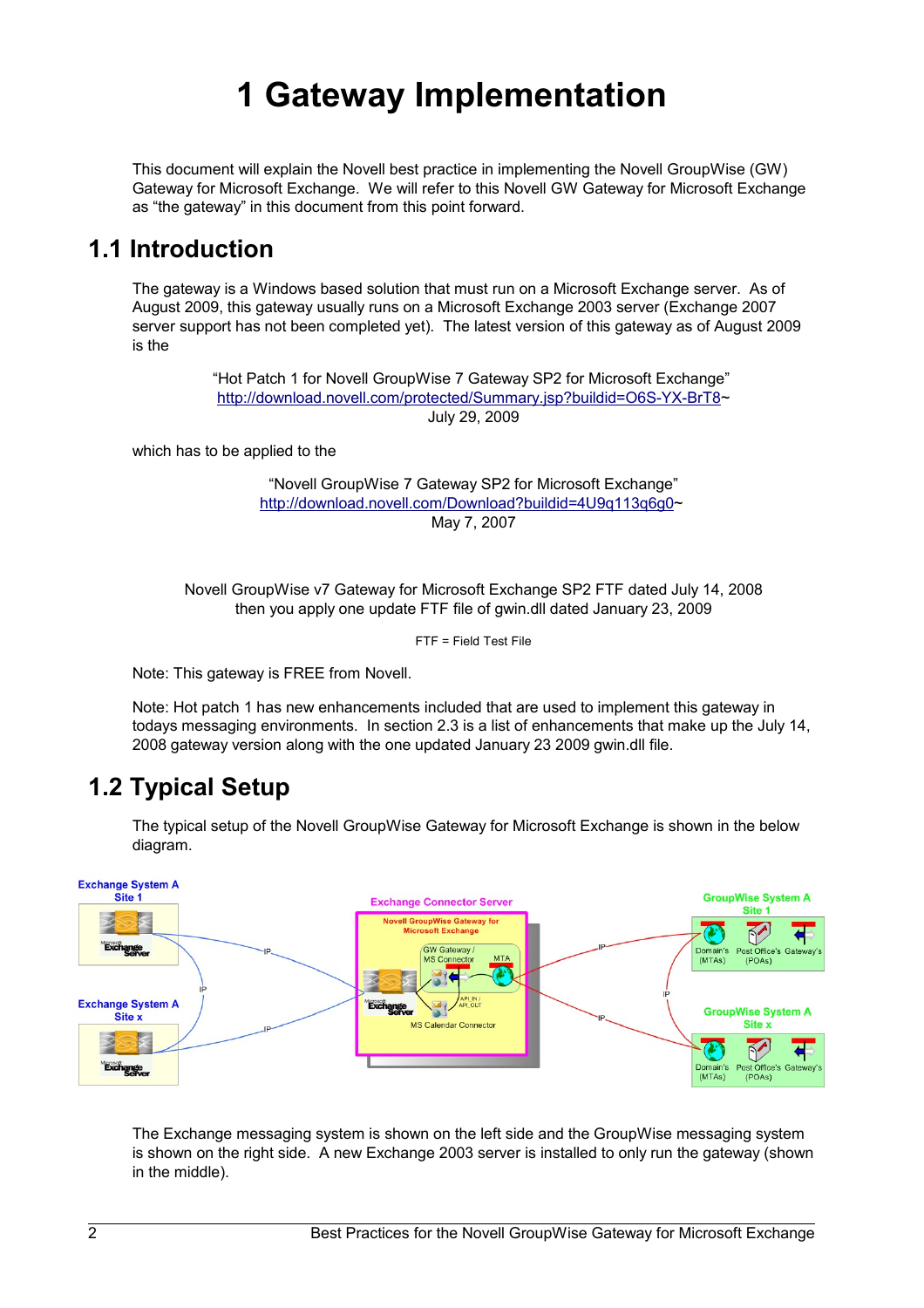#  1 Gateway Implementation

This document will explain the Novell best practice in implementing the Novell GroupWise (GW) Gateway for Microsoft Exchange. We will refer to this Novell GW Gateway for Microsoft Exchange as "the gateway" in this document from this point forward.

## 1.1 Introduction

The gateway is a Windows based solution that must run on a Microsoft Exchange server. As of August 2009, this gateway usually runs on a Microsoft Exchange 2003 server (Exchange 2007 server support has not been completed yet). The latest version of this gateway as of August 2009 is the

"Hot Patch 1 for Novell GroupWise 7 Gateway SP2 for Microsoft Exchange"
http://download.novell.com/protected/Summary.jsp?buildid=O6S-YX-BrT8~
July 29, 2009

which has to be applied to the

"Novell GroupWise 7 Gateway SP2 for Microsoft Exchange"
http://download.novell.com/Download?buildid=4U9q113q6g0~
May 7, 2007

Novell GroupWise v7 Gateway for Microsoft Exchange SP2 FTF dated July 14, 2008
then you apply one update FTF file of gwin.dll dated January 23, 2009

FTF = Field Test File

Note: This gateway is FREE from Novell.

Note: Hot patch 1 has new enhancements included that are used to implement this gateway in todays messaging environments. In section 2.3 is a list of enhancements that make up the July 14, 2008 gateway version along with the one updated January 23 2009 gwin.dll file.

## 1.2 Typical Setup

The typical setup of the Novell GroupWise Gateway for Microsoft Exchange is shown in the below diagram.

The Exchange messaging system is shown on the left side and the GroupWise messaging system is shown on the right side. A new Exchange 2003 server is installed to only run the gateway (shown in the middle).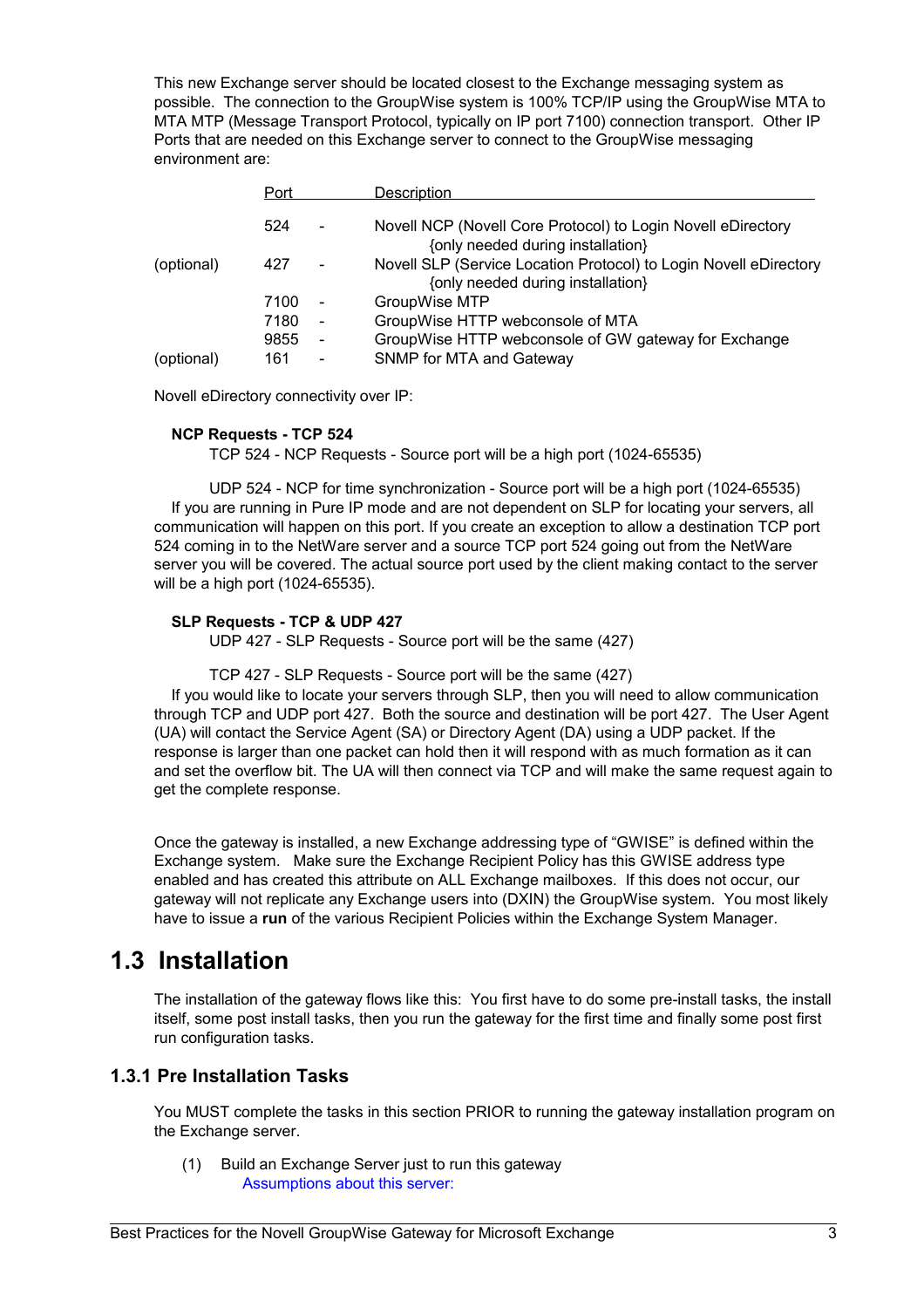This new Exchange server should be located closest to the Exchange messaging system as possible. The connection to the GroupWise system is 100% TCP/IP using the GroupWise MTA to MTA MTP (Message Transport Protocol, typically on IP port 7100) connection transport. Other IP Ports that are needed on this Exchange server to connect to the GroupWise messaging environment are:

| | Port | | Description |
|---|---|---|---|
| | 524 | - | Novell NCP (Novell Core Protocol) to Login Novell eDirectory {only needed during installation} |
| (optional) | 427 | - | Novell SLP (Service Location Protocol) to Login Novell eDirectory {only needed during installation} |
| | 7100 | - | GroupWise MTP |
| | 7180 | - | GroupWise HTTP webconsole of MTA |
| | 9855 | - | GroupWise HTTP webconsole of GW gateway for Exchange |
| (optional) | 161 | - | SNMP for MTA and Gateway |

Novell eDirectory connectivity over IP:

**NCP Requests - TCP 524**

TCP 524 - NCP Requests - Source port will be a high port (1024-65535)

UDP 524 - NCP for time synchronization - Source port will be a high port (1024-65535)

If you are running in Pure IP mode and are not dependent on SLP for locating your servers, all communication will happen on this port. If you create an exception to allow a destination TCP port 524 coming in to the NetWare server and a source TCP port 524 going out from the NetWare server you will be covered. The actual source port used by the client making contact to the server will be a high port (1024-65535).

**SLP Requests - TCP & UDP 427**

UDP 427 - SLP Requests - Source port will be the same (427)

TCP 427 - SLP Requests - Source port will be the same (427)

If you would like to locate your servers through SLP, then you will need to allow communication through TCP and UDP port 427. Both the source and destination will be port 427. The User Agent (UA) will contact the Service Agent (SA) or Directory Agent (DA) using a UDP packet. If the response is larger than one packet can hold then it will respond with as much formation as it can and set the overflow bit. The UA will then connect via TCP and will make the same request again to get the complete response.

Once the gateway is installed, a new Exchange addressing type of "GWISE" is defined within the Exchange system. Make sure the Exchange Recipient Policy has this GWISE address type enabled and has created this attribute on ALL Exchange mailboxes. If this does not occur, our gateway will not replicate any Exchange users into (DXIN) the GroupWise system. You most likely have to issue a **run** of the various Recipient Policies within the Exchange System Manager.

# 1.3 Installation

The installation of the gateway flows like this: You first have to do some pre-install tasks, the install itself, some post install tasks, then you run the gateway for the first time and finally some post first run configuration tasks.

## 1.3.1 Pre Installation Tasks

You MUST complete the tasks in this section PRIOR to running the gateway installation program on the Exchange server.

(1) Build an Exchange Server just to run this gateway

Assumptions about this server: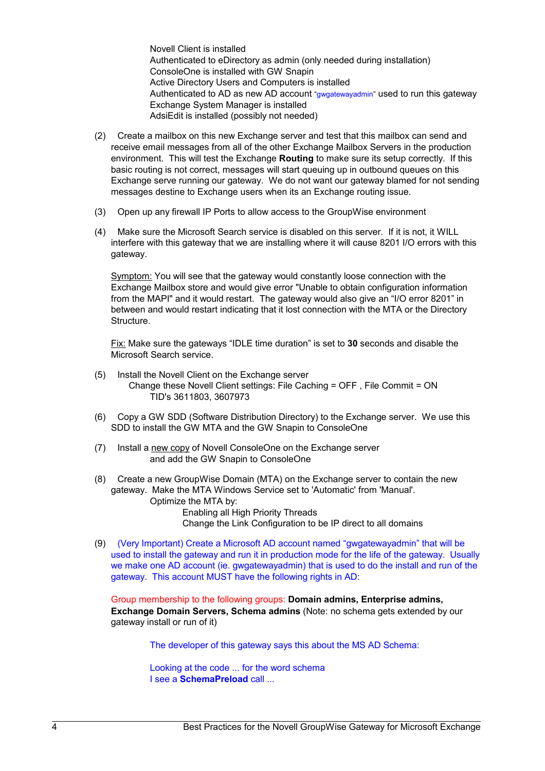Novell Client is installed
Authenticated to eDirectory as admin (only needed during installation)
ConsoleOne is installed with GW Snapin
Active Directory Users and Computers is installed
Authenticated to AD as new AD account "gwgatewayadmin" used to run this gateway
Exchange System Manager is installed
AdsiEdit is installed (possibly not needed)

(2) Create a mailbox on this new Exchange server and test that this mailbox can send and receive email messages from all of the other Exchange Mailbox Servers in the production environment. This will test the Exchange **Routing** to make sure its setup correctly. If this basic routing is not correct, messages will start queuing up in outbound queues on this Exchange serve running our gateway. We do not want our gateway blamed for not sending messages destine to Exchange users when its an Exchange routing issue.

(3) Open up any firewall IP Ports to allow access to the GroupWise environment

(4) Make sure the Microsoft Search service is disabled on this server. If it is not, it WILL interfere with this gateway that we are installing where it will cause 8201 I/O errors with this gateway.

Symptom: You will see that the gateway would constantly loose connection with the Exchange Mailbox store and would give error "Unable to obtain configuration information from the MAPI" and it would restart. The gateway would also give an "I/O error 8201" in between and would restart indicating that it lost connection with the MTA or the Directory Structure.

Fix: Make sure the gateways "IDLE time duration" is set to **30** seconds and disable the Microsoft Search service.

(5) Install the Novell Client on the Exchange server
Change these Novell Client settings: File Caching = OFF , File Commit = ON
TID's 3611803, 3607973

(6) Copy a GW SDD (Software Distribution Directory) to the Exchange server. We use this SDD to install the GW MTA and the GW Snapin to ConsoleOne

(7) Install a new copy of Novell ConsoleOne on the Exchange server
and add the GW Snapin to ConsoleOne

(8) Create a new GroupWise Domain (MTA) on the Exchange server to contain the new gateway. Make the MTA Windows Service set to 'Automatic' from 'Manual'.
Optimize the MTA by:
Enabling all High Priority Threads
Change the Link Configuration to be IP direct to all domains

(9) (Very Important) Create a Microsoft AD account named "gwgatewayadmin" that will be used to install the gateway and run it in production mode for the life of the gateway. Usually we make one AD account (ie. gwgatewayadmin) that is used to do the install and run of the gateway. This account MUST have the following rights in AD:

Group membership to the following groups: **Domain admins, Enterprise admins, Exchange Domain Servers, Schema admins** (Note: no schema gets extended by our gateway install or run of it)

The developer of this gateway says this about the MS AD Schema:

Looking at the code ... for the word schema
I see a **SchemaPreload** call ...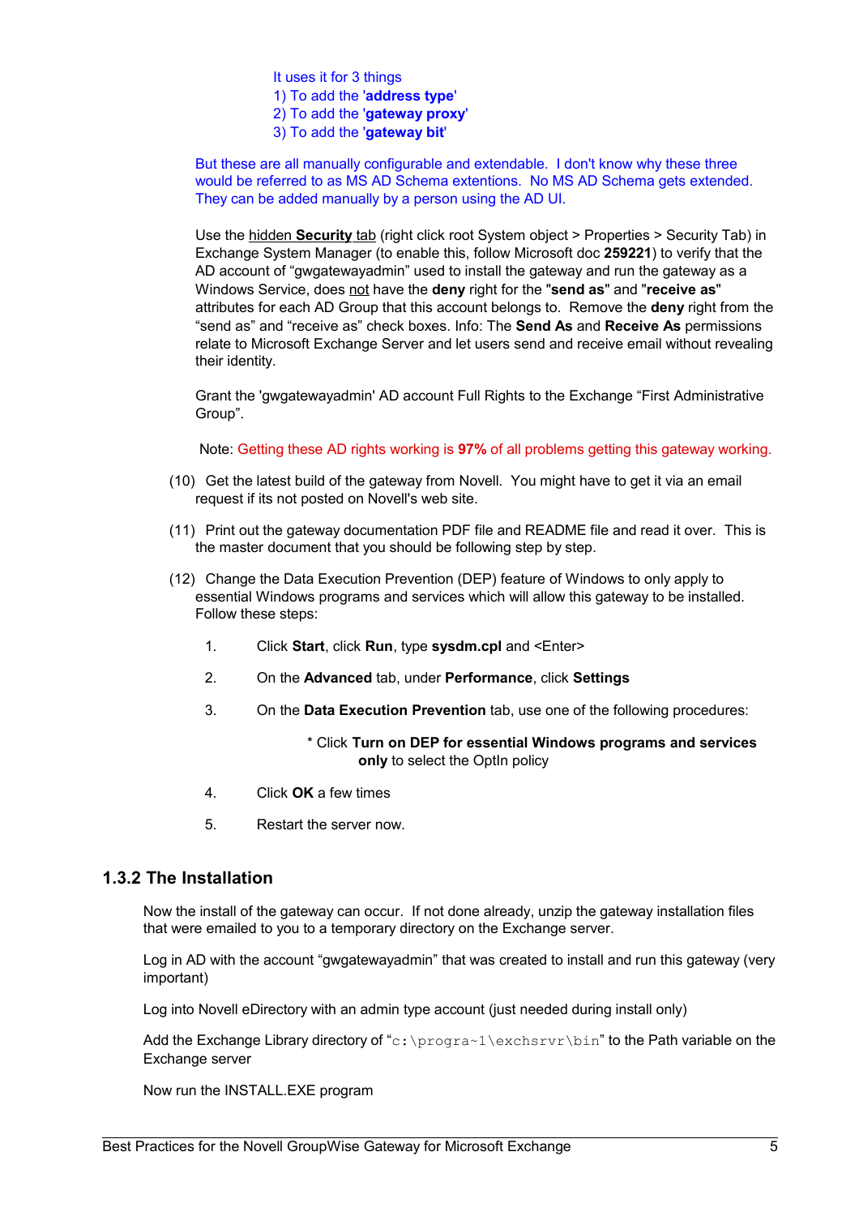It uses it for 3 things
1) To add the '**address type**'
2) To add the '**gateway proxy**'
3) To add the '**gateway bit**'

But these are all manually configurable and extendable. I don't know why these three would be referred to as MS AD Schema extentions. No MS AD Schema gets extended. They can be added manually by a person using the AD UI.

Use the hidden **Security** tab (right click root System object > Properties > Security Tab) in Exchange System Manager (to enable this, follow Microsoft doc **259221**) to verify that the AD account of "gwgatewayadmin" used to install the gateway and run the gateway as a Windows Service, does not have the **deny** right for the "**send as**" and "**receive as**" attributes for each AD Group that this account belongs to. Remove the **deny** right from the "send as" and "receive as" check boxes. Info: The **Send As** and **Receive As** permissions relate to Microsoft Exchange Server and let users send and receive email without revealing their identity.

Grant the 'gwgatewayadmin' AD account Full Rights to the Exchange "First Administrative Group".

Note: Getting these AD rights working is **97%** of all problems getting this gateway working.

(10) Get the latest build of the gateway from Novell. You might have to get it via an email request if its not posted on Novell's web site.

(11) Print out the gateway documentation PDF file and README file and read it over. This is the master document that you should be following step by step.

(12) Change the Data Execution Prevention (DEP) feature of Windows to only apply to essential Windows programs and services which will allow this gateway to be installed. Follow these steps:

1. Click **Start**, click **Run**, type **sysdm.cpl** and <Enter>
2. On the **Advanced** tab, under **Performance**, click **Settings**
3. On the **Data Execution Prevention** tab, use one of the following procedures:

   * Click **Turn on DEP for essential Windows programs and services only** to select the OptIn policy

4. Click **OK** a few times
5. Restart the server now.

## 1.3.2 The Installation

Now the install of the gateway can occur. If not done already, unzip the gateway installation files that were emailed to you to a temporary directory on the Exchange server.

Log in AD with the account "gwgatewayadmin" that was created to install and run this gateway (very important)

Log into Novell eDirectory with an admin type account (just needed during install only)

Add the Exchange Library directory of "`c:\progra~1\exchsrvr\bin`" to the Path variable on the Exchange server

Now run the INSTALL.EXE program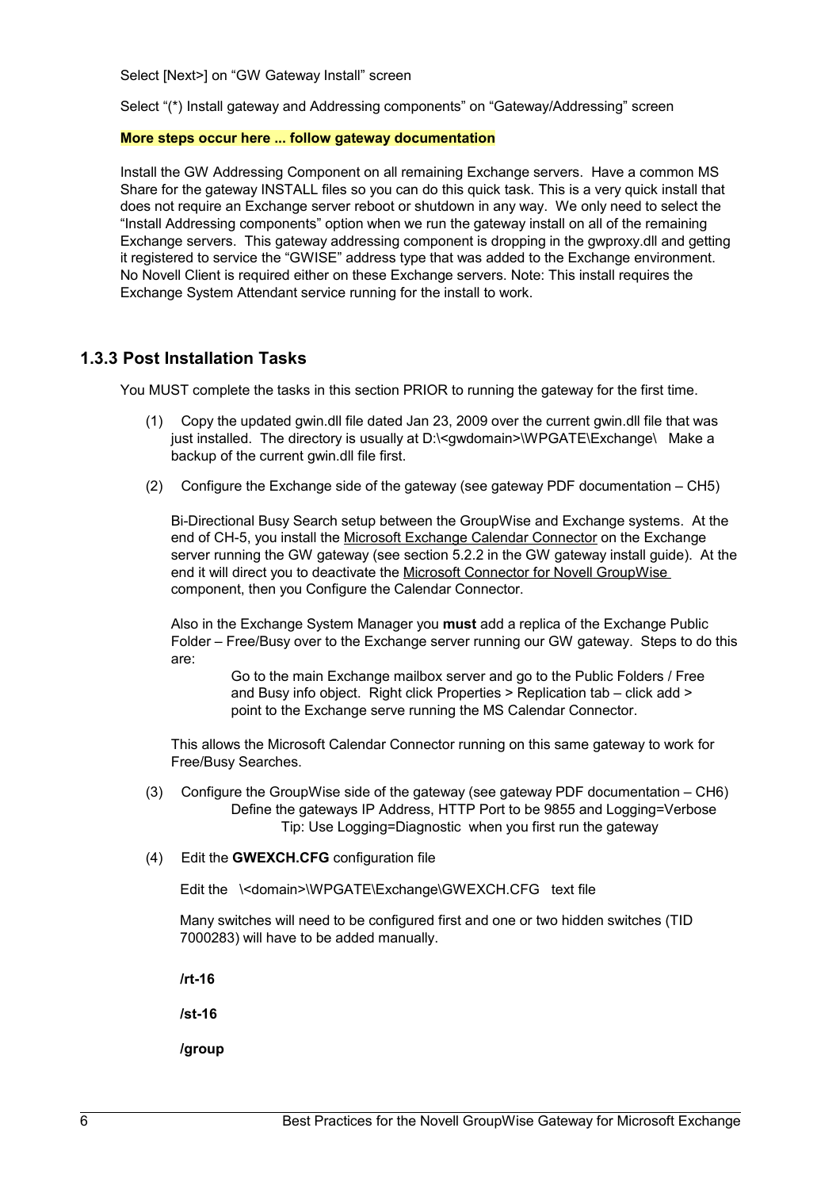Select [Next>] on “GW Gateway Install” screen

Select “(*) Install gateway and Addressing components” on “Gateway/Addressing” screen

**More steps occur here ... follow gateway documentation**

Install the GW Addressing Component on all remaining Exchange servers. Have a common MS Share for the gateway INSTALL files so you can do this quick task. This is a very quick install that does not require an Exchange server reboot or shutdown in any way. We only need to select the “Install Addressing components” option when we run the gateway install on all of the remaining Exchange servers. This gateway addressing component is dropping in the gwproxy.dll and getting it registered to service the “GWISE” address type that was added to the Exchange environment. No Novell Client is required either on these Exchange servers. Note: This install requires the Exchange System Attendant service running for the install to work.

### 1.3.3 Post Installation Tasks

You MUST complete the tasks in this section PRIOR to running the gateway for the first time.

(1) Copy the updated gwin.dll file dated Jan 23, 2009 over the current gwin.dll file that was just installed. The directory is usually at D:\<gwdomain>\WPGATE\Exchange\ Make a backup of the current gwin.dll file first.

(2) Configure the Exchange side of the gateway (see gateway PDF documentation – CH5)

Bi-Directional Busy Search setup between the GroupWise and Exchange systems. At the end of CH-5, you install the Microsoft Exchange Calendar Connector on the Exchange server running the GW gateway (see section 5.2.2 in the GW gateway install guide). At the end it will direct you to deactivate the Microsoft Connector for Novell GroupWise component, then you Configure the Calendar Connector.

Also in the Exchange System Manager you **must** add a replica of the Exchange Public Folder – Free/Busy over to the Exchange server running our GW gateway. Steps to do this are:

> Go to the main Exchange mailbox server and go to the Public Folders / Free and Busy info object. Right click Properties > Replication tab – click add > point to the Exchange serve running the MS Calendar Connector.

This allows the Microsoft Calendar Connector running on this same gateway to work for Free/Busy Searches.

(3) Configure the GroupWise side of the gateway (see gateway PDF documentation – CH6)

> Define the gateways IP Address, HTTP Port to be 9855 and Logging=Verbose
>
> Tip: Use Logging=Diagnostic when you first run the gateway

(4) Edit the **GWEXCH.CFG** configuration file

Edit the \<domain>\WPGATE\Exchange\GWEXCH.CFG text file

Many switches will need to be configured first and one or two hidden switches (TID 7000283) will have to be added manually.

**/rt-16**

**/st-16**

**/group**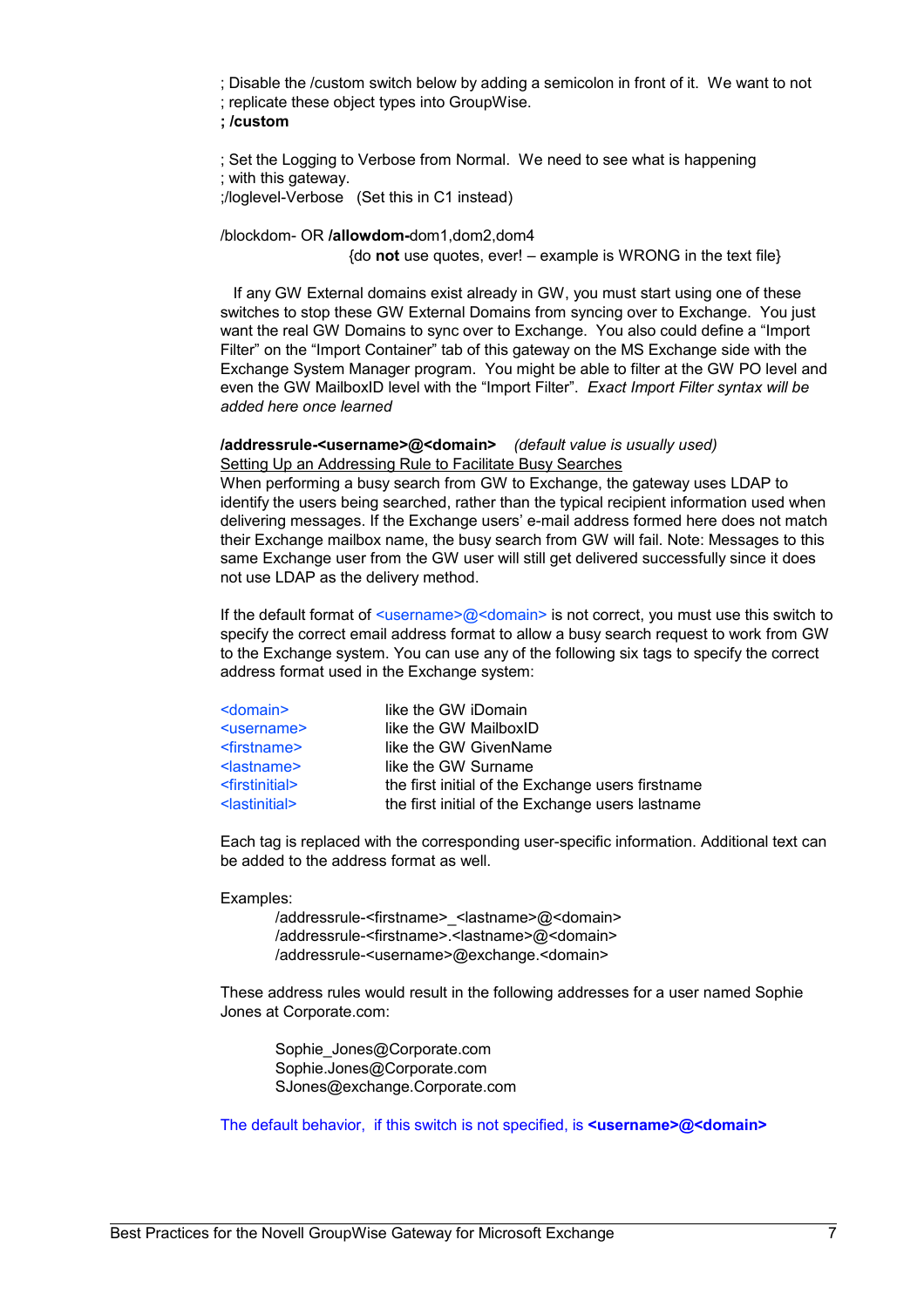; Disable the /custom switch below by adding a semicolon in front of it.  We want to not
; replicate these object types into GroupWise.
**; /custom**

; Set the Logging to Verbose from Normal.  We need to see what is happening
; with this gateway.
;/loglevel-Verbose   (Set this in C1 instead)

/blockdom- OR **/allowdom-**dom1,dom2,dom4
{do **not** use quotes, ever! – example is WRONG in the text file}

If any GW External domains exist already in GW, you must start using one of these switches to stop these GW External Domains from syncing over to Exchange.  You just want the real GW Domains to sync over to Exchange.  You also could define a "Import Filter" on the "Import Container" tab of this gateway on the MS Exchange side with the Exchange System Manager program.  You might be able to filter at the GW PO level and even the GW MailboxID level with the "Import Filter".  *Exact Import Filter syntax will be added here once learned*

**/addressrule-<username>@<domain>**   *(default value is usually used)*

Setting Up an Addressing Rule to Facilitate Busy Searches

When performing a busy search from GW to Exchange, the gateway uses LDAP to identify the users being searched, rather than the typical recipient information used when delivering messages. If the Exchange users' e-mail address formed here does not match their Exchange mailbox name, the busy search from GW will fail. Note: Messages to this same Exchange user from the GW user will still get delivered successfully since it does not use LDAP as the delivery method.

If the default format of <username>@<domain> is not correct, you must use this switch to specify the correct email address format to allow a busy search request to work from GW to the Exchange system. You can use any of the following six tags to specify the correct address format used in the Exchange system:

| | |
|---|---|
| <domain> | like the GW iDomain |
| <username> | like the GW MailboxID |
| <firstname> | like the GW GivenName |
| <lastname> | like the GW Surname |
| <firstinitial> | the first initial of the Exchange users firstname |
| <lastinitial> | the first initial of the Exchange users lastname |

Each tag is replaced with the corresponding user-specific information. Additional text can be added to the address format as well.

Examples:

/addressrule-<firstname>_<lastname>@<domain>
/addressrule-<firstname>.<lastname>@<domain>
/addressrule-<username>@exchange.<domain>

These address rules would result in the following addresses for a user named Sophie Jones at Corporate.com:

Sophie_Jones@Corporate.com
Sophie.Jones@Corporate.com
SJones@exchange.Corporate.com

The default behavior,  if this switch is not specified, is **<username>@<domain>**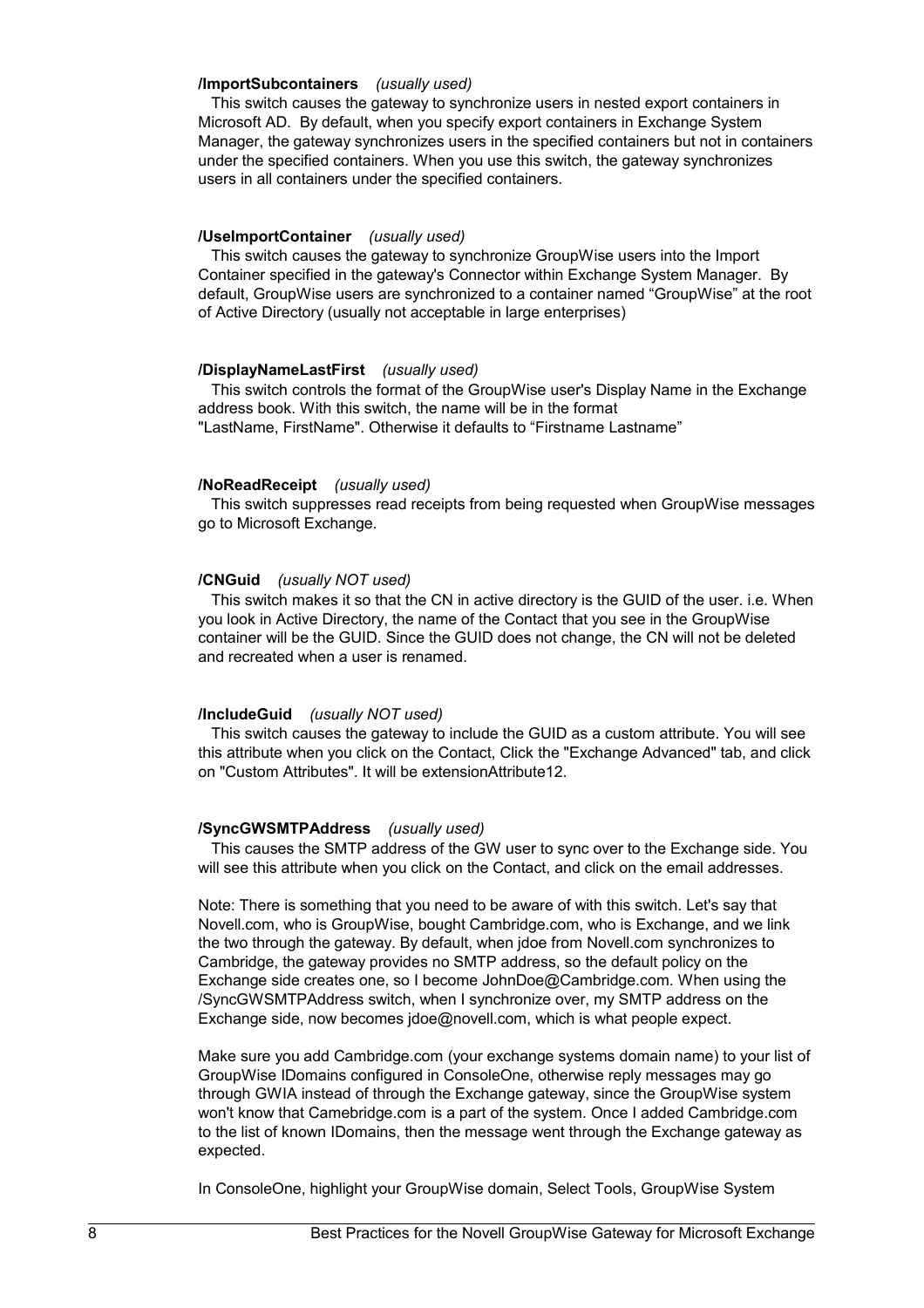**/ImportSubcontainers** *(usually used)*

This switch causes the gateway to synchronize users in nested export containers in Microsoft AD. By default, when you specify export containers in Exchange System Manager, the gateway synchronizes users in the specified containers but not in containers under the specified containers. When you use this switch, the gateway synchronizes users in all containers under the specified containers.

**/UseImportContainer** *(usually used)*

This switch causes the gateway to synchronize GroupWise users into the Import Container specified in the gateway's Connector within Exchange System Manager. By default, GroupWise users are synchronized to a container named “GroupWise” at the root of Active Directory (usually not acceptable in large enterprises)

**/DisplayNameLastFirst** *(usually used)*

This switch controls the format of the GroupWise user's Display Name in the Exchange address book. With this switch, the name will be in the format "LastName, FirstName". Otherwise it defaults to “Firstname Lastname”

**/NoReadReceipt** *(usually used)*

This switch suppresses read receipts from being requested when GroupWise messages go to Microsoft Exchange.

**/CNGuid** *(usually NOT used)*

This switch makes it so that the CN in active directory is the GUID of the user. i.e. When you look in Active Directory, the name of the Contact that you see in the GroupWise container will be the GUID. Since the GUID does not change, the CN will not be deleted and recreated when a user is renamed.

**/IncludeGuid** *(usually NOT used)*

This switch causes the gateway to include the GUID as a custom attribute. You will see this attribute when you click on the Contact, Click the "Exchange Advanced" tab, and click on "Custom Attributes". It will be extensionAttribute12.

**/SyncGWSMTPAddress** *(usually used)*

This causes the SMTP address of the GW user to sync over to the Exchange side. You will see this attribute when you click on the Contact, and click on the email addresses.

Note: There is something that you need to be aware of with this switch. Let's say that Novell.com, who is GroupWise, bought Cambridge.com, who is Exchange, and we link the two through the gateway. By default, when jdoe from Novell.com synchronizes to Cambridge, the gateway provides no SMTP address, so the default policy on the Exchange side creates one, so I become JohnDoe@Cambridge.com. When using the /SyncGWSMTPAddress switch, when I synchronize over, my SMTP address on the Exchange side, now becomes jdoe@novell.com, which is what people expect.

Make sure you add Cambridge.com (your exchange systems domain name) to your list of GroupWise IDomains configured in ConsoleOne, otherwise reply messages may go through GWIA instead of through the Exchange gateway, since the GroupWise system won't know that Camebridge.com is a part of the system. Once I added Cambridge.com to the list of known IDomains, then the message went through the Exchange gateway as expected.

In ConsoleOne, highlight your GroupWise domain, Select Tools, GroupWise System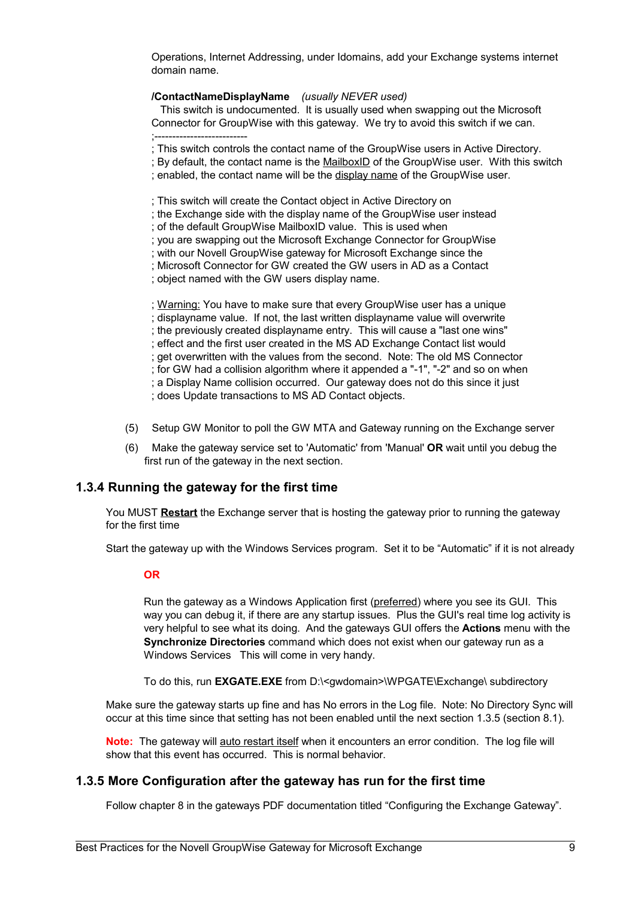Operations, Internet Addressing, under Idomains, add your Exchange systems internet domain name.

**/ContactNameDisplayName** *(usually NEVER used)*
This switch is undocumented. It is usually used when swapping out the Microsoft Connector for GroupWise with this gateway. We try to avoid this switch if we can.

```
;--------------------------
; This switch controls the contact name of the GroupWise users in Active Directory.
; By default, the contact name is the MailboxID of the GroupWise user. With this switch
; enabled, the contact name will be the display name of the GroupWise user.

; This switch will create the Contact object in Active Directory on
; the Exchange side with the display name of the GroupWise user instead
; of the default GroupWise MailboxID value. This is used when
; you are swapping out the Microsoft Exchange Connector for GroupWise
; with our Novell GroupWise gateway for Microsoft Exchange since the
; Microsoft Connector for GW created the GW users in AD as a Contact
; object named with the GW users display name.

; Warning: You have to make sure that every GroupWise user has a unique
; displayname value. If not, the last written displayname value will overwrite
; the previously created displayname entry. This will cause a "last one wins"
; effect and the first user created in the MS AD Exchange Contact list would
; get overwritten with the values from the second. Note: The old MS Connector
; for GW had a collision algorithm where it appended a "-1", "-2" and so on when
; a Display Name collision occurred. Our gateway does not do this since it just
; does Update transactions to MS AD Contact objects.
```

(5) Setup GW Monitor to poll the GW MTA and Gateway running on the Exchange server

(6) Make the gateway service set to 'Automatic' from 'Manual' **OR** wait until you debug the first run of the gateway in the next section.

### 1.3.4 Running the gateway for the first time

You MUST **Restart** the Exchange server that is hosting the gateway prior to running the gateway for the first time

Start the gateway up with the Windows Services program. Set it to be "Automatic" if it is not already

**OR**

Run the gateway as a Windows Application first (preferred) where you see its GUI. This way you can debug it, if there are any startup issues. Plus the GUI's real time log activity is very helpful to see what its doing. And the gateways GUI offers the **Actions** menu with the **Synchronize Directories** command which does not exist when our gateway run as a Windows Services This will come in very handy.

To do this, run **EXGATE.EXE** from D:\<gwdomain>\WPGATE\Exchange\ subdirectory

Make sure the gateway starts up fine and has No errors in the Log file. Note: No Directory Sync will occur at this time since that setting has not been enabled until the next section 1.3.5 (section 8.1).

**Note:** The gateway will auto restart itself when it encounters an error condition. The log file will show that this event has occurred. This is normal behavior.

### 1.3.5 More Configuration after the gateway has run for the first time

Follow chapter 8 in the gateways PDF documentation titled "Configuring the Exchange Gateway".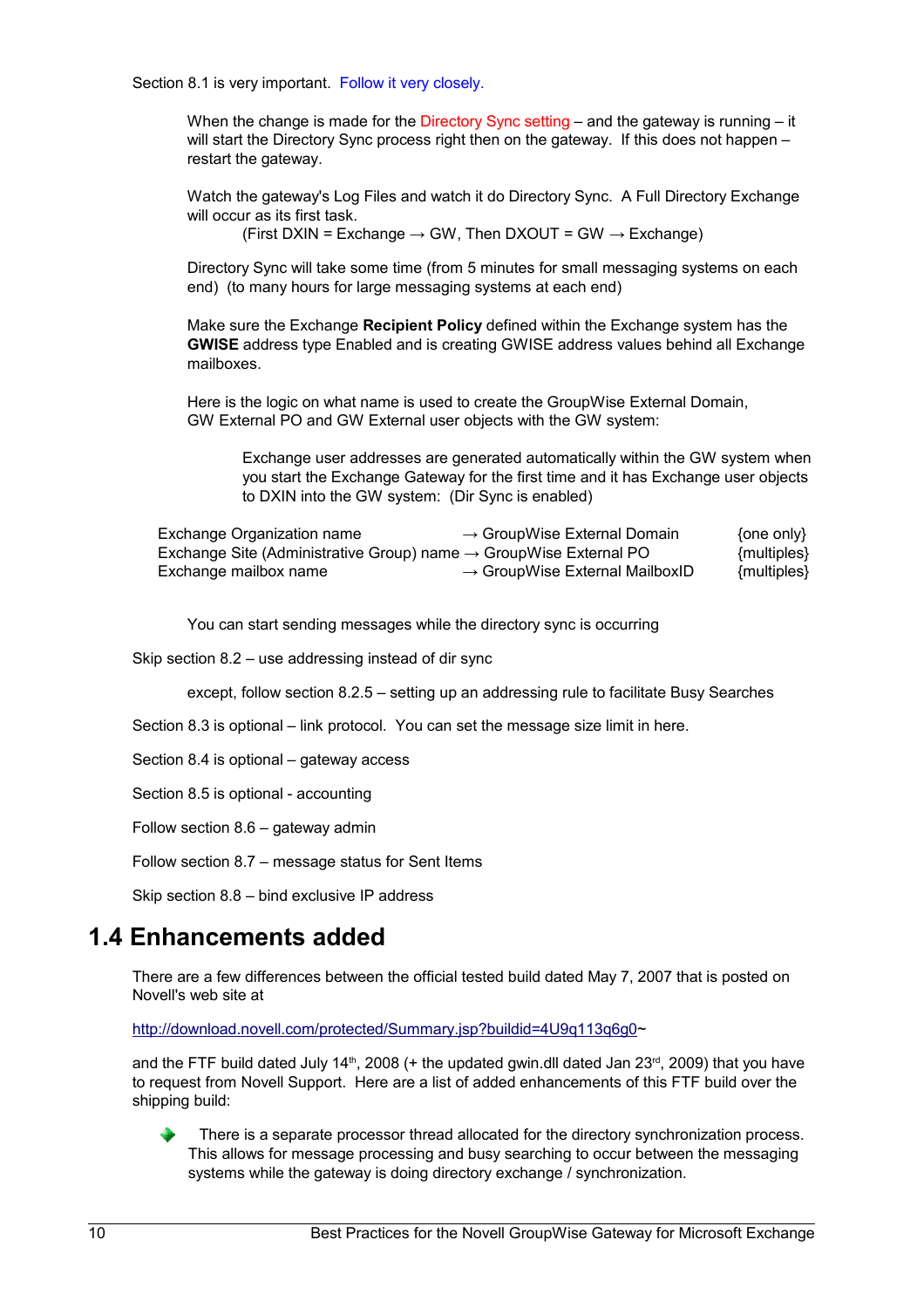Section 8.1 is very important. Follow it very closely.

When the change is made for the Directory Sync setting – and the gateway is running – it will start the Directory Sync process right then on the gateway. If this does not happen – restart the gateway.

Watch the gateway's Log Files and watch it do Directory Sync. A Full Directory Exchange will occur as its first task.

(First DXIN = Exchange → GW, Then DXOUT = GW → Exchange)

Directory Sync will take some time (from 5 minutes for small messaging systems on each end) (to many hours for large messaging systems at each end)

Make sure the Exchange **Recipient Policy** defined within the Exchange system has the **GWISE** address type Enabled and is creating GWISE address values behind all Exchange mailboxes.

Here is the logic on what name is used to create the GroupWise External Domain, GW External PO and GW External user objects with the GW system:

Exchange user addresses are generated automatically within the GW system when you start the Exchange Gateway for the first time and it has Exchange user objects to DXIN into the GW system: (Dir Sync is enabled)

| | | |
|---|---|---|
| Exchange Organization name | → GroupWise External Domain | {one only} |
| Exchange Site (Administrative Group) name | → GroupWise External PO | {multiples} |
| Exchange mailbox name | → GroupWise External MailboxID | {multiples} |

You can start sending messages while the directory sync is occurring

Skip section 8.2 – use addressing instead of dir sync

except, follow section 8.2.5 – setting up an addressing rule to facilitate Busy Searches

Section 8.3 is optional – link protocol. You can set the message size limit in here.

Section 8.4 is optional – gateway access

Section 8.5 is optional - accounting

Follow section 8.6 – gateway admin

Follow section 8.7 – message status for Sent Items

Skip section 8.8 – bind exclusive IP address

## 1.4 Enhancements added

There are a few differences between the official tested build dated May 7, 2007 that is posted on Novell's web site at

http://download.novell.com/protected/Summary.jsp?buildid=4U9q113q6g0~

and the FTF build dated July 14th, 2008 (+ the updated gwin.dll dated Jan 23rd, 2009) that you have to request from Novell Support. Here are a list of added enhancements of this FTF build over the shipping build:

- There is a separate processor thread allocated for the directory synchronization process. This allows for message processing and busy searching to occur between the messaging systems while the gateway is doing directory exchange / synchronization.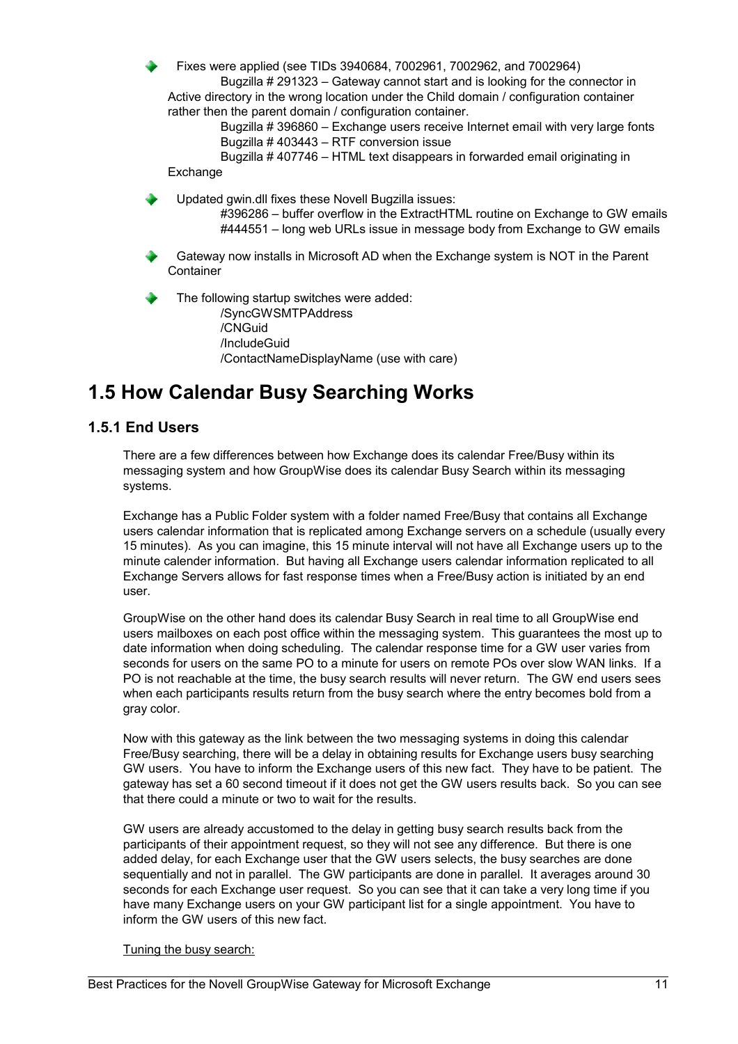- Fixes were applied (see TIDs 3940684, 7002961, 7002962, and 7002964)
  - Bugzilla # 291323 – Gateway cannot start and is looking for the connector in Active directory in the wrong location under the Child domain / configuration container rather then the parent domain / configuration container.
  - Bugzilla # 396860 – Exchange users receive Internet email with very large fonts
  - Bugzilla # 403443 – RTF conversion issue
  - Bugzilla # 407746 – HTML text disappears in forwarded email originating in Exchange

- Updated gwin.dll fixes these Novell Bugzilla issues:
  - #396286 – buffer overflow in the ExtractHTML routine on Exchange to GW emails
  - #444551 – long web URLs issue in message body from Exchange to GW emails

- Gateway now installs in Microsoft AD when the Exchange system is NOT in the Parent Container

- The following startup switches were added:
  - /SyncGWSMTPAddress
  - /CNGuid
  - /IncludeGuid
  - /ContactNameDisplayName (use with care)

# 1.5 How Calendar Busy Searching Works

## 1.5.1 End Users

There are a few differences between how Exchange does its calendar Free/Busy within its messaging system and how GroupWise does its calendar Busy Search within its messaging systems.

Exchange has a Public Folder system with a folder named Free/Busy that contains all Exchange users calendar information that is replicated among Exchange servers on a schedule (usually every 15 minutes). As you can imagine, this 15 minute interval will not have all Exchange users up to the minute calender information. But having all Exchange users calendar information replicated to all Exchange Servers allows for fast response times when a Free/Busy action is initiated by an end user.

GroupWise on the other hand does its calendar Busy Search in real time to all GroupWise end users mailboxes on each post office within the messaging system. This guarantees the most up to date information when doing scheduling. The calendar response time for a GW user varies from seconds for users on the same PO to a minute for users on remote POs over slow WAN links. If a PO is not reachable at the time, the busy search results will never return. The GW end users sees when each participants results return from the busy search where the entry becomes bold from a gray color.

Now with this gateway as the link between the two messaging systems in doing this calendar Free/Busy searching, there will be a delay in obtaining results for Exchange users busy searching GW users. You have to inform the Exchange users of this new fact. They have to be patient. The gateway has set a 60 second timeout if it does not get the GW users results back. So you can see that there could a minute or two to wait for the results.

GW users are already accustomed to the delay in getting busy search results back from the participants of their appointment request, so they will not see any difference. But there is one added delay, for each Exchange user that the GW users selects, the busy searches are done sequentially and not in parallel. The GW participants are done in parallel. It averages around 30 seconds for each Exchange user request. So you can see that it can take a very long time if you have many Exchange users on your GW participant list for a single appointment. You have to inform the GW users of this new fact.

Tuning the busy search: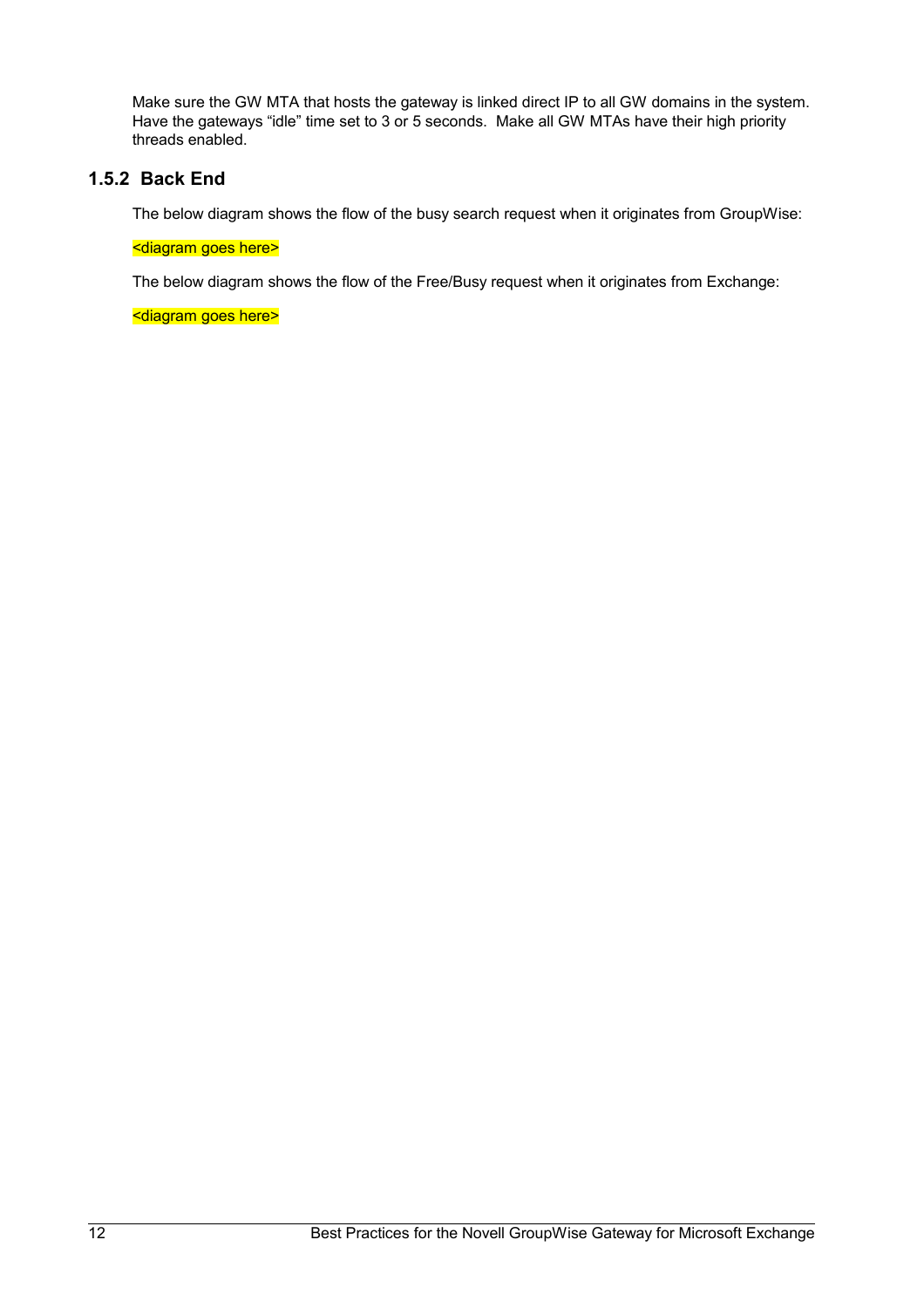Make sure the GW MTA that hosts the gateway is linked direct IP to all GW domains in the system. Have the gateways “idle” time set to 3 or 5 seconds. Make all GW MTAs have their high priority threads enabled.

### 1.5.2 Back End

The below diagram shows the flow of the busy search request when it originates from GroupWise:

<diagram goes here>

The below diagram shows the flow of the Free/Busy request when it originates from Exchange:

<diagram goes here>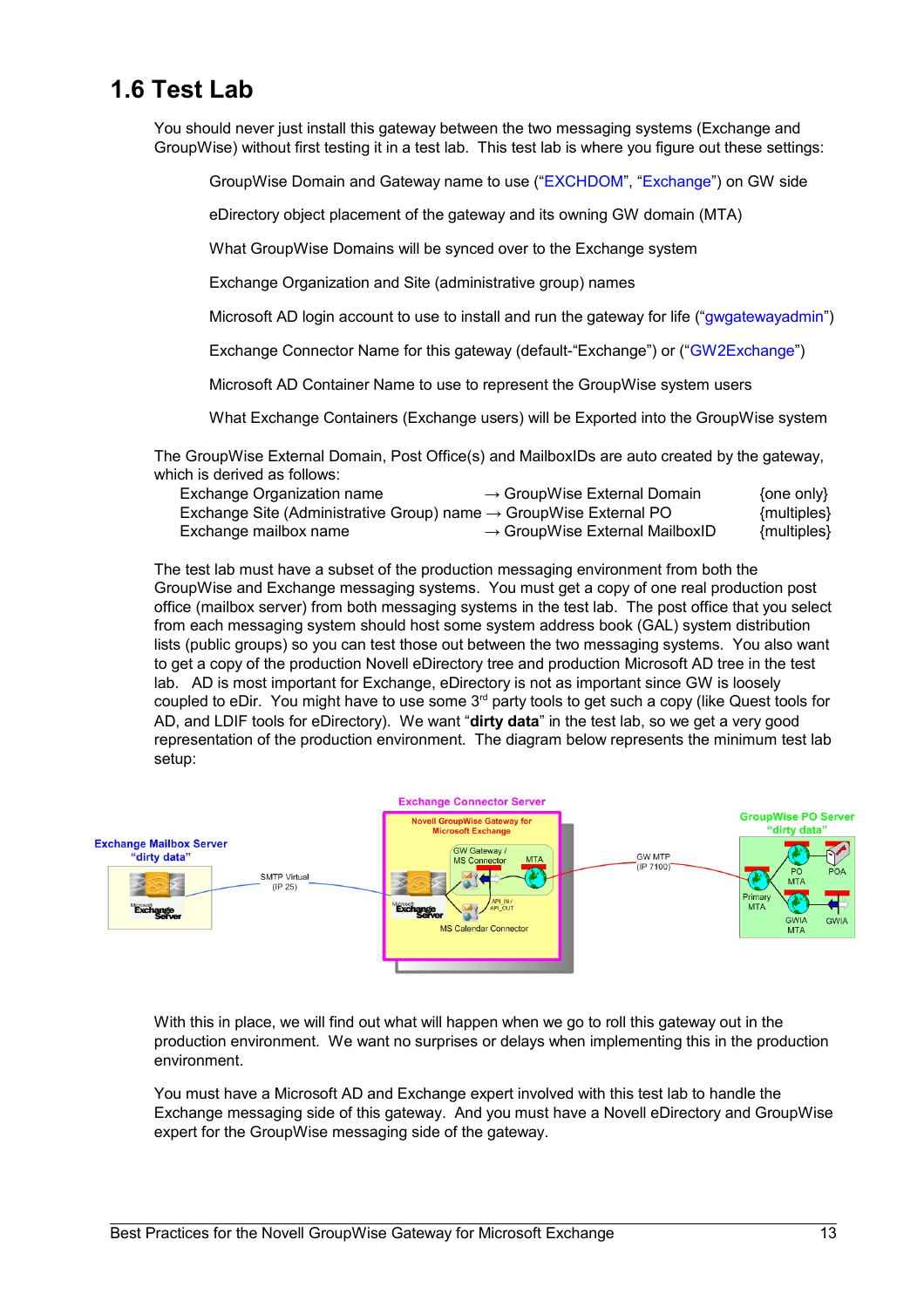## 1.6 Test Lab

You should never just install this gateway between the two messaging systems (Exchange and GroupWise) without first testing it in a test lab. This test lab is where you figure out these settings:

GroupWise Domain and Gateway name to use (“EXCHDOM”, “Exchange”) on GW side

eDirectory object placement of the gateway and its owning GW domain (MTA)

What GroupWise Domains will be synced over to the Exchange system

Exchange Organization and Site (administrative group) names

Microsoft AD login account to use to install and run the gateway for life (“gwgatewayadmin”)

Exchange Connector Name for this gateway (default-“Exchange”) or (“GW2Exchange”)

Microsoft AD Container Name to use to represent the GroupWise system users

What Exchange Containers (Exchange users) will be Exported into the GroupWise system

The GroupWise External Domain, Post Office(s) and MailboxIDs are auto created by the gateway, which is derived as follows:

| | | |
|---|---|---|
| Exchange Organization name | → GroupWise External Domain | {one only} |
| Exchange Site (Administrative Group) name | → GroupWise External PO | {multiples} |
| Exchange mailbox name | → GroupWise External MailboxID | {multiples} |

The test lab must have a subset of the production messaging environment from both the GroupWise and Exchange messaging systems. You must get a copy of one real production post office (mailbox server) from both messaging systems in the test lab. The post office that you select from each messaging system should host some system address book (GAL) system distribution lists (public groups) so you can test those out between the two messaging systems. You also want to get a copy of the production Novell eDirectory tree and production Microsoft AD tree in the test lab. AD is most important for Exchange, eDirectory is not as important since GW is loosely coupled to eDir. You might have to use some 3rd party tools to get such a copy (like Quest tools for AD, and LDIF tools for eDirectory). We want “**dirty data**” in the test lab, so we get a very good representation of the production environment. The diagram below represents the minimum test lab setup:

Exchange Connector Server

Novell GroupWise Gateway for Microsoft Exchange

Exchange Mailbox Server “dirty data”

SMTP Virtual (IP 25)

GW Gateway / MS Connector

MTA

API_IN / API_OUT

MS Calendar Connector

GW MTP (IP 7100)

GroupWise PO Server “dirty data”

PO MTA

POA

Primary MTA

GWIA MTA

GWIA

With this in place, we will find out what will happen when we go to roll this gateway out in the production environment. We want no surprises or delays when implementing this in the production environment.

You must have a Microsoft AD and Exchange expert involved with this test lab to handle the Exchange messaging side of this gateway. And you must have a Novell eDirectory and GroupWise expert for the GroupWise messaging side of the gateway.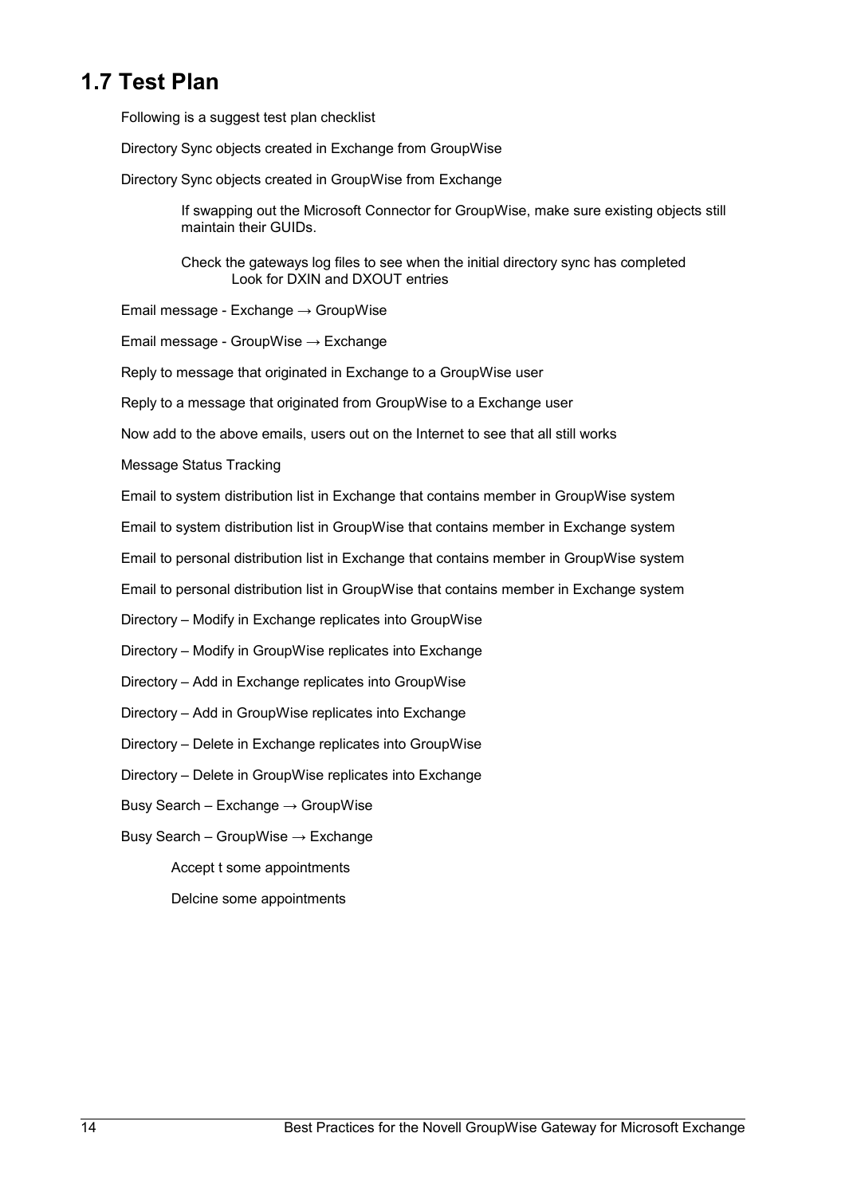## 1.7 Test Plan

Following is a suggest test plan checklist

Directory Sync objects created in Exchange from GroupWise

Directory Sync objects created in GroupWise from Exchange

> If swapping out the Microsoft Connector for GroupWise, make sure existing objects still maintain their GUIDs.
>
> Check the gateways log files to see when the initial directory sync has completed
> > Look for DXIN and DXOUT entries

Email message - Exchange → GroupWise

Email message - GroupWise → Exchange

Reply to message that originated in Exchange to a GroupWise user

Reply to a message that originated from GroupWise to a Exchange user

Now add to the above emails, users out on the Internet to see that all still works

Message Status Tracking

Email to system distribution list in Exchange that contains member in GroupWise system

Email to system distribution list in GroupWise that contains member in Exchange system

Email to personal distribution list in Exchange that contains member in GroupWise system

Email to personal distribution list in GroupWise that contains member in Exchange system

Directory – Modify in Exchange replicates into GroupWise

Directory – Modify in GroupWise replicates into Exchange

Directory – Add in Exchange replicates into GroupWise

Directory – Add in GroupWise replicates into Exchange

Directory – Delete in Exchange replicates into GroupWise

Directory – Delete in GroupWise replicates into Exchange

Busy Search – Exchange → GroupWise

Busy Search – GroupWise → Exchange

> Accept t some appointments
>
> Delcine some appointments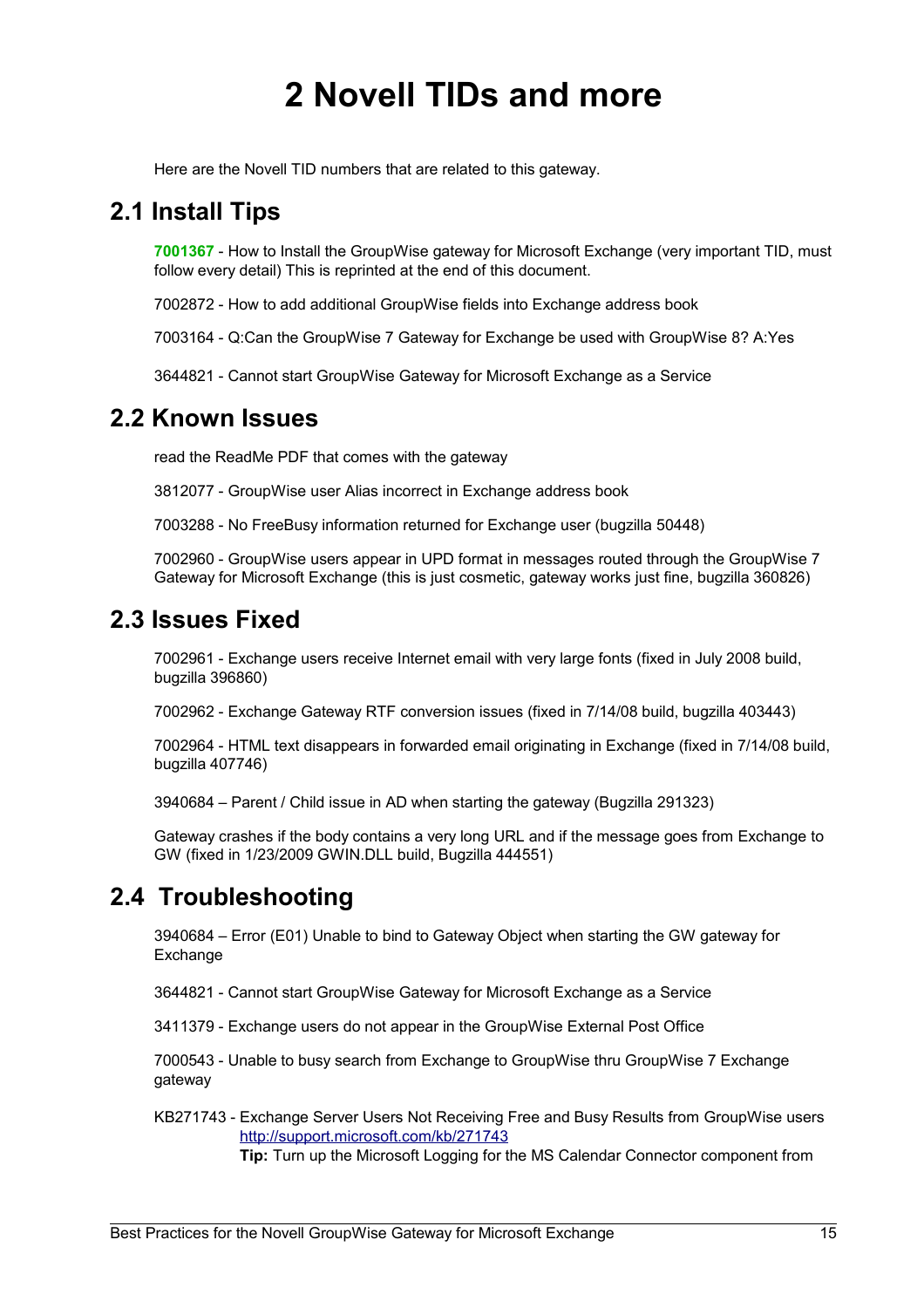# 2 Novell TIDs and more

Here are the Novell TID numbers that are related to this gateway.

## 2.1 Install Tips

**7001367** - How to Install the GroupWise gateway for Microsoft Exchange (very important TID, must follow every detail) This is reprinted at the end of this document.

7002872 - How to add additional GroupWise fields into Exchange address book

7003164 - Q:Can the GroupWise 7 Gateway for Exchange be used with GroupWise 8? A:Yes

3644821 - Cannot start GroupWise Gateway for Microsoft Exchange as a Service

## 2.2 Known Issues

read the ReadMe PDF that comes with the gateway

3812077 - GroupWise user Alias incorrect in Exchange address book

7003288 - No FreeBusy information returned for Exchange user (bugzilla 50448)

7002960 - GroupWise users appear in UPD format in messages routed through the GroupWise 7 Gateway for Microsoft Exchange (this is just cosmetic, gateway works just fine, bugzilla 360826)

## 2.3 Issues Fixed

7002961 - Exchange users receive Internet email with very large fonts (fixed in July 2008 build, bugzilla 396860)

7002962 - Exchange Gateway RTF conversion issues (fixed in 7/14/08 build, bugzilla 403443)

7002964 - HTML text disappears in forwarded email originating in Exchange (fixed in 7/14/08 build, bugzilla 407746)

3940684 – Parent / Child issue in AD when starting the gateway (Bugzilla 291323)

Gateway crashes if the body contains a very long URL and if the message goes from Exchange to GW (fixed in 1/23/2009 GWIN.DLL build, Bugzilla 444551)

## 2.4 Troubleshooting

3940684 – Error (E01) Unable to bind to Gateway Object when starting the GW gateway for Exchange

3644821 - Cannot start GroupWise Gateway for Microsoft Exchange as a Service

3411379 - Exchange users do not appear in the GroupWise External Post Office

7000543 - Unable to busy search from Exchange to GroupWise thru GroupWise 7 Exchange gateway

KB271743 - Exchange Server Users Not Receiving Free and Busy Results from GroupWise users
http://support.microsoft.com/kb/271743
**Tip:** Turn up the Microsoft Logging for the MS Calendar Connector component from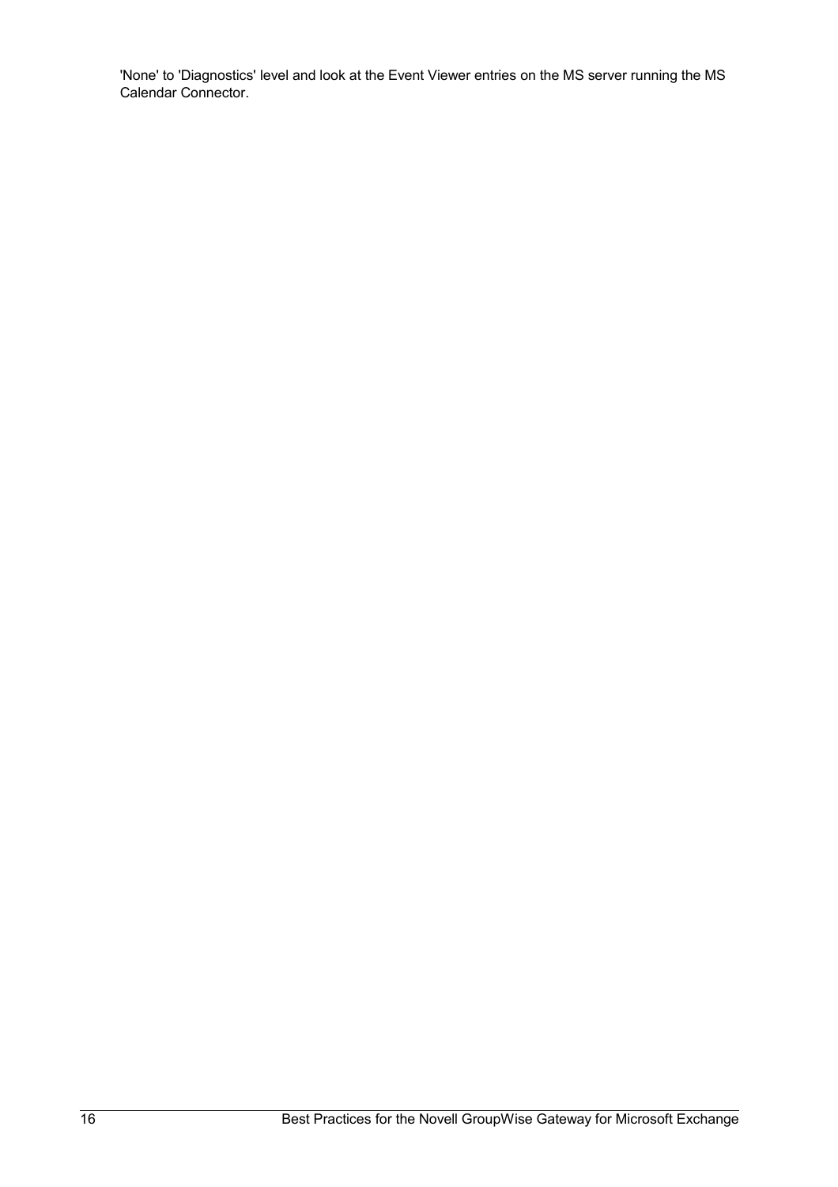'None' to 'Diagnostics' level and look at the Event Viewer entries on the MS server running the MS Calendar Connector.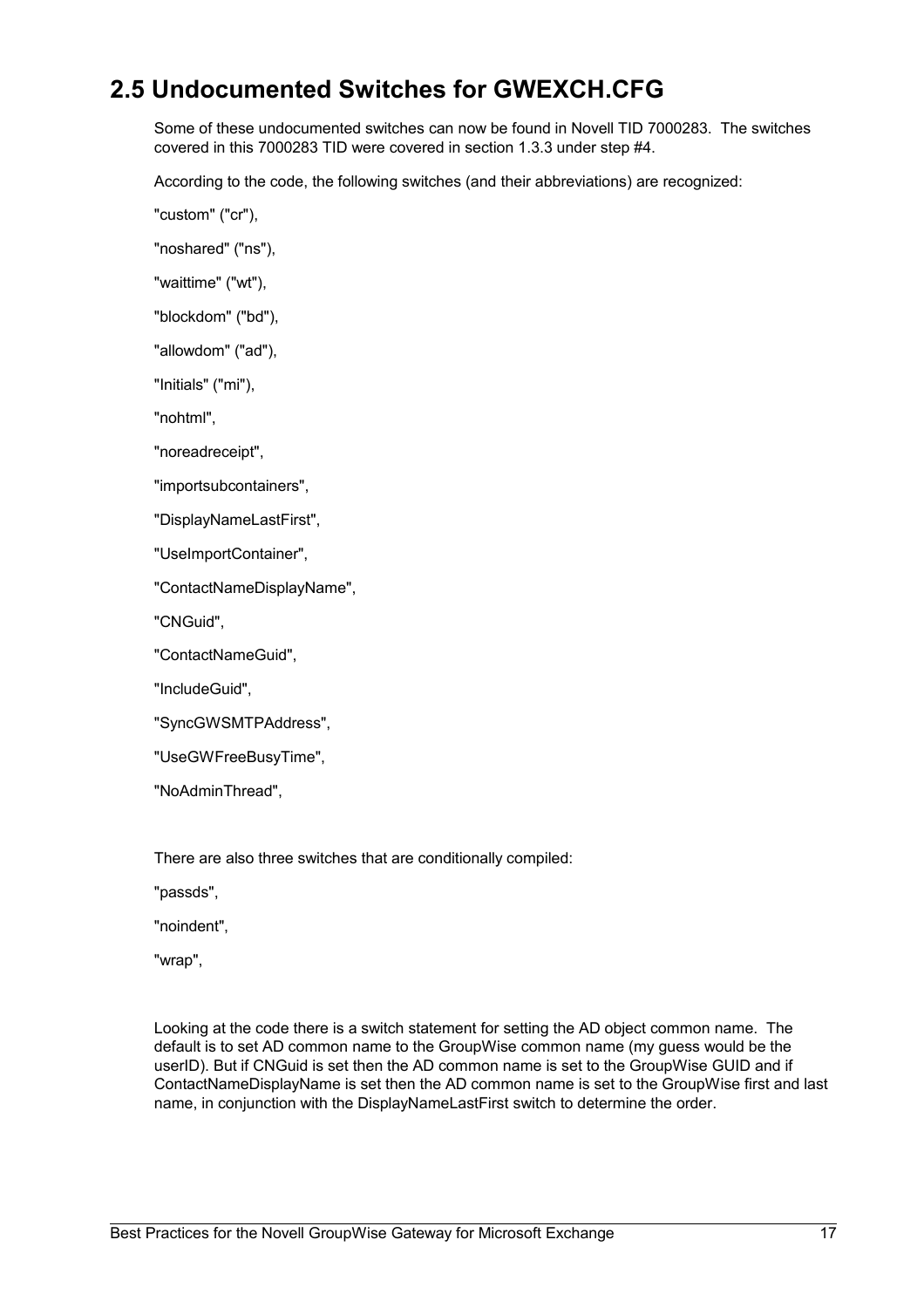## 2.5 Undocumented Switches for GWEXCH.CFG

Some of these undocumented switches can now be found in Novell TID 7000283. The switches covered in this 7000283 TID were covered in section 1.3.3 under step #4.

According to the code, the following switches (and their abbreviations) are recognized:

"custom" ("cr"),

"noshared" ("ns"),

"waittime" ("wt"),

"blockdom" ("bd"),

"allowdom" ("ad"),

"Initials" ("mi"),

"nohtml",

"noreadreceipt",

"importsubcontainers",

"DisplayNameLastFirst",

"UseImportContainer",

"ContactNameDisplayName",

"CNGuid",

"ContactNameGuid",

"IncludeGuid",

"SyncGWSMTPAddress",

"UseGWFreeBusyTime",

"NoAdminThread",

There are also three switches that are conditionally compiled:

"passds",

"noindent",

"wrap",

Looking at the code there is a switch statement for setting the AD object common name. The default is to set AD common name to the GroupWise common name (my guess would be the userID). But if CNGuid is set then the AD common name is set to the GroupWise GUID and if ContactNameDisplayName is set then the AD common name is set to the GroupWise first and last name, in conjunction with the DisplayNameLastFirst switch to determine the order.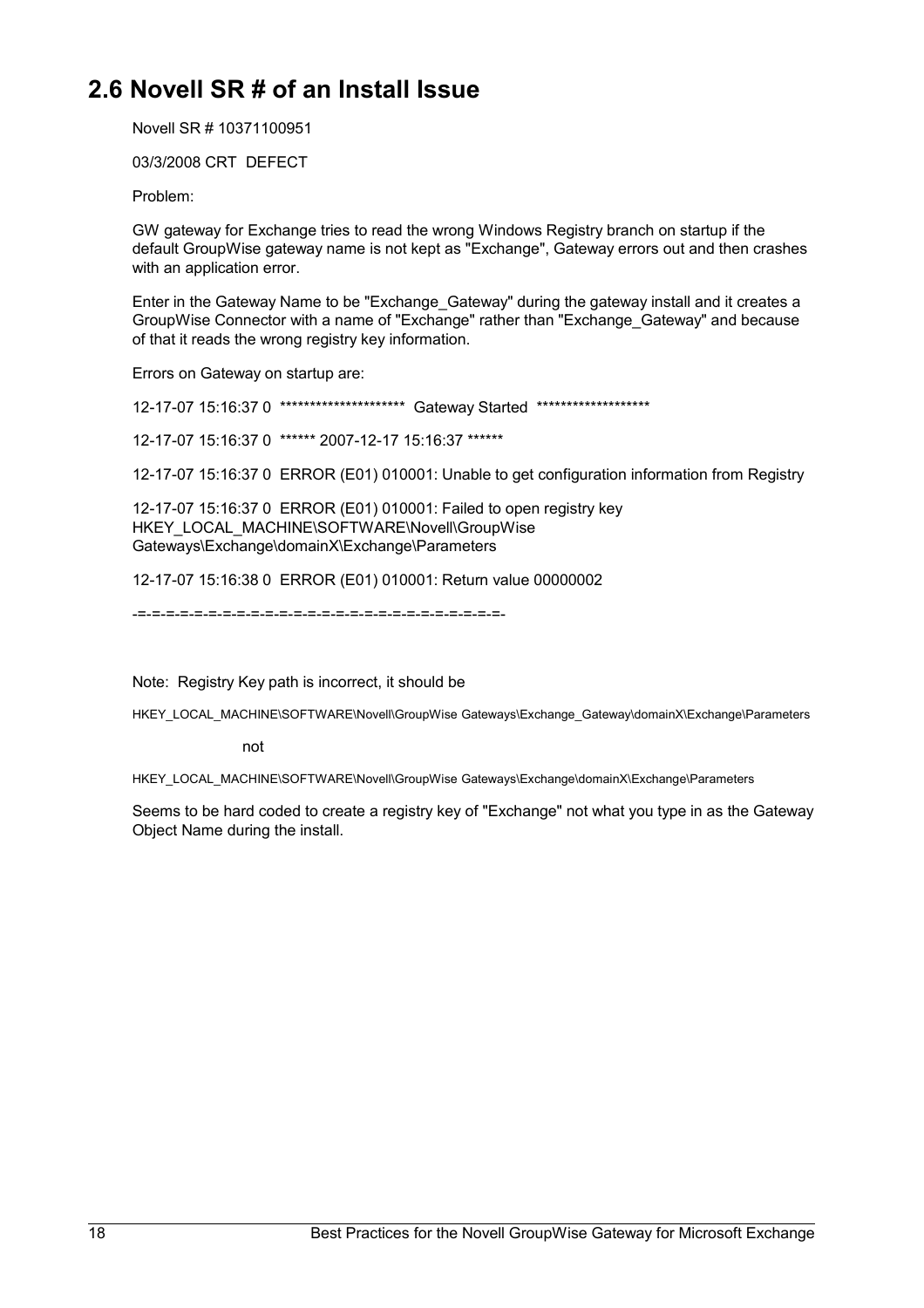## 2.6 Novell SR # of an Install Issue

Novell SR # 10371100951

03/3/2008 CRT DEFECT

Problem:

GW gateway for Exchange tries to read the wrong Windows Registry branch on startup if the default GroupWise gateway name is not kept as "Exchange", Gateway errors out and then crashes with an application error.

Enter in the Gateway Name to be "Exchange_Gateway" during the gateway install and it creates a GroupWise Connector with a name of "Exchange" rather than "Exchange_Gateway" and because of that it reads the wrong registry key information.

Errors on Gateway on startup are:

12-17-07 15:16:37 0 ********************* Gateway Started *******************

12-17-07 15:16:37 0 ****** 2007-12-17 15:16:37 ******

12-17-07 15:16:37 0 ERROR (E01) 010001: Unable to get configuration information from Registry

12-17-07 15:16:37 0 ERROR (E01) 010001: Failed to open registry key HKEY_LOCAL_MACHINE\SOFTWARE\Novell\GroupWise Gateways\Exchange\domainX\Exchange\Parameters

12-17-07 15:16:38 0 ERROR (E01) 010001: Return value 00000002

-=-=-=-=-=-=-=-=-=-=-=-=-=-=-=-=-=-=-=-=-=-=-=-=-=-=-=-=-

Note: Registry Key path is incorrect, it should be

HKEY_LOCAL_MACHINE\SOFTWARE\Novell\GroupWise Gateways\Exchange_Gateway\domainX\Exchange\Parameters

not

HKEY_LOCAL_MACHINE\SOFTWARE\Novell\GroupWise Gateways\Exchange\domainX\Exchange\Parameters

Seems to be hard coded to create a registry key of "Exchange" not what you type in as the Gateway Object Name during the install.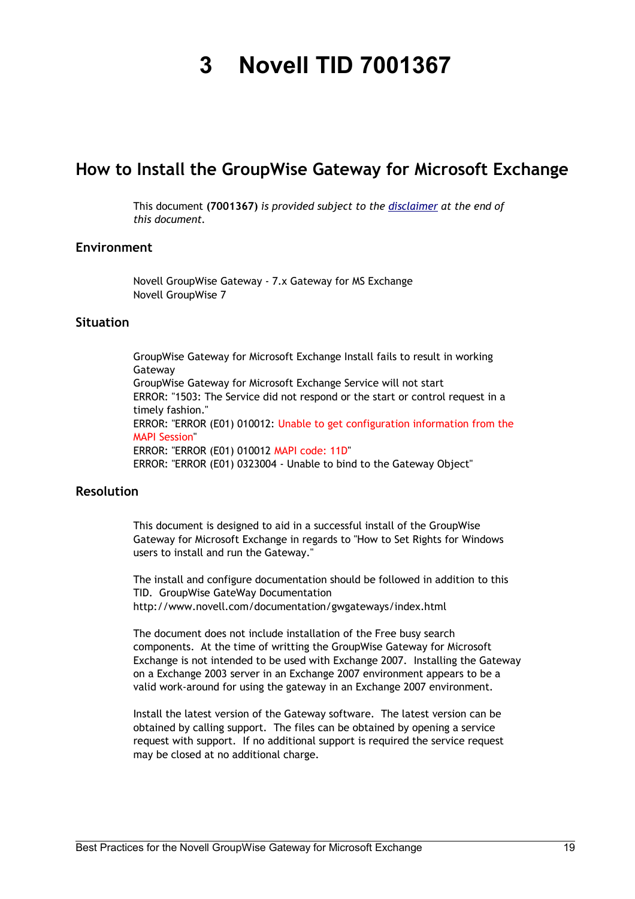# 3 Novell TID 7001367

## How to Install the GroupWise Gateway for Microsoft Exchange

This document **(7001367)** *is provided subject to the* *disclaimer* *at the end of this document.*

### Environment

Novell GroupWise Gateway - 7.x Gateway for MS Exchange
Novell GroupWise 7

### Situation

GroupWise Gateway for Microsoft Exchange Install fails to result in working Gateway
GroupWise Gateway for Microsoft Exchange Service will not start
ERROR: "1503: The Service did not respond or the start or control request in a timely fashion."
ERROR: "ERROR (E01) 010012: Unable to get configuration information from the MAPI Session"
ERROR: "ERROR (E01) 010012 MAPI code: 11D"
ERROR: "ERROR (E01) 0323004 - Unable to bind to the Gateway Object"

### Resolution

This document is designed to aid in a successful install of the GroupWise Gateway for Microsoft Exchange in regards to "How to Set Rights for Windows users to install and run the Gateway."

The install and configure documentation should be followed in addition to this TID. GroupWise GateWay Documentation http://www.novell.com/documentation/gwgateways/index.html

The document does not include installation of the Free busy search components. At the time of writting the GroupWise Gateway for Microsoft Exchange is not intended to be used with Exchange 2007. Installing the Gateway on a Exchange 2003 server in an Exchange 2007 environment appears to be a valid work-around for using the gateway in an Exchange 2007 environment.

Install the latest version of the Gateway software. The latest version can be obtained by calling support. The files can be obtained by opening a service request with support. If no additional support is required the service request may be closed at no additional charge.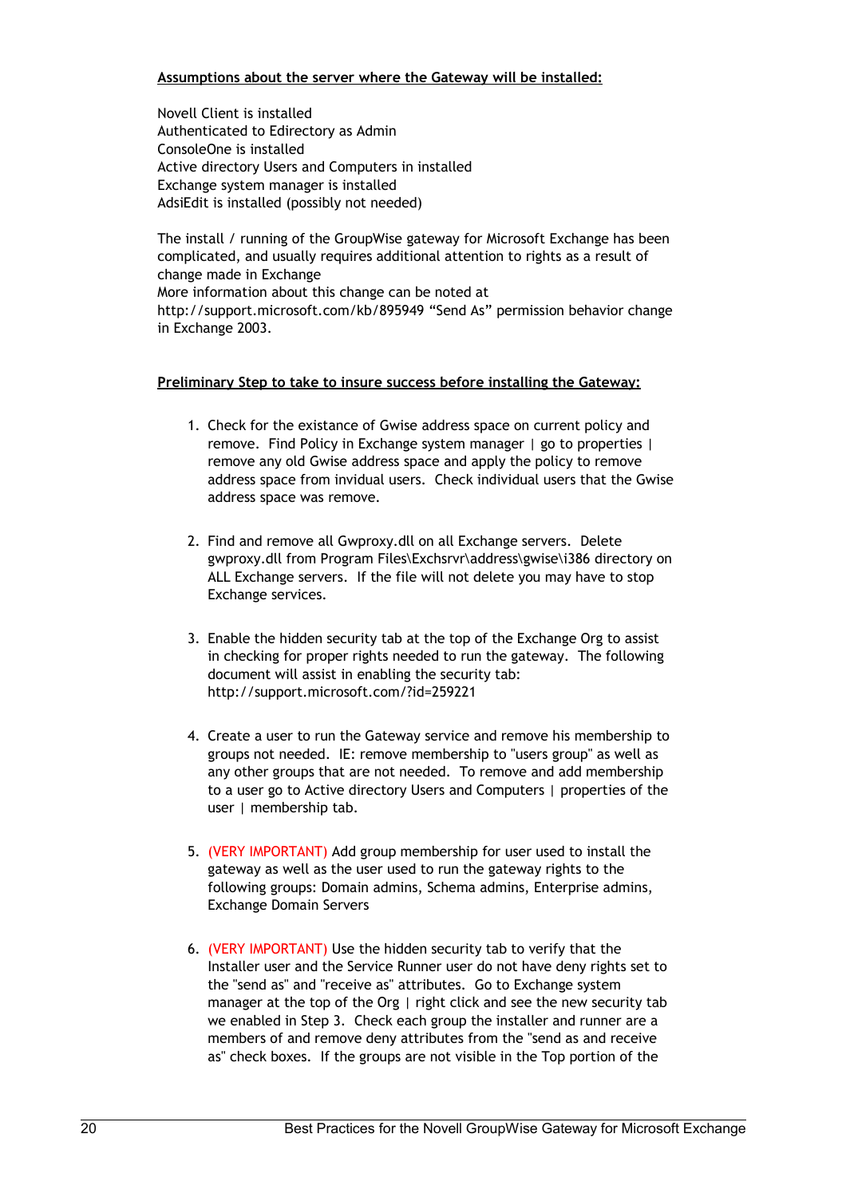**Assumptions about the server where the Gateway will be installed:**

Novell Client is installed
Authenticated to Edirectory as Admin
ConsoleOne is installed
Active directory Users and Computers in installed
Exchange system manager is installed
AdsiEdit is installed (possibly not needed)

The install / running of the GroupWise gateway for Microsoft Exchange has been complicated, and usually requires additional attention to rights as a result of change made in Exchange
More information about this change can be noted at http://support.microsoft.com/kb/895949 “Send As” permission behavior change in Exchange 2003.

**Preliminary Step to take to insure success before installing the Gateway:**

1. Check for the existance of Gwise address space on current policy and remove. Find Policy in Exchange system manager | go to properties | remove any old Gwise address space and apply the policy to remove address space from invidual users. Check individual users that the Gwise address space was remove.

2. Find and remove all Gwproxy.dll on all Exchange servers. Delete gwproxy.dll from Program Files\Exchsrvr\address\gwise\i386 directory on ALL Exchange servers. If the file will not delete you may have to stop Exchange services.

3. Enable the hidden security tab at the top of the Exchange Org to assist in checking for proper rights needed to run the gateway. The following document will assist in enabling the security tab: http://support.microsoft.com/?id=259221

4. Create a user to run the Gateway service and remove his membership to groups not needed. IE: remove membership to "users group" as well as any other groups that are not needed. To remove and add membership to a user go to Active directory Users and Computers | properties of the user | membership tab.

5. (VERY IMPORTANT) Add group membership for user used to install the gateway as well as the user used to run the gateway rights to the following groups: Domain admins, Schema admins, Enterprise admins, Exchange Domain Servers

6. (VERY IMPORTANT) Use the hidden security tab to verify that the Installer user and the Service Runner user do not have deny rights set to the "send as" and "receive as" attributes. Go to Exchange system manager at the top of the Org | right click and see the new security tab we enabled in Step 3. Check each group the installer and runner are a members of and remove deny attributes from the "send as and receive as" check boxes. If the groups are not visible in the Top portion of the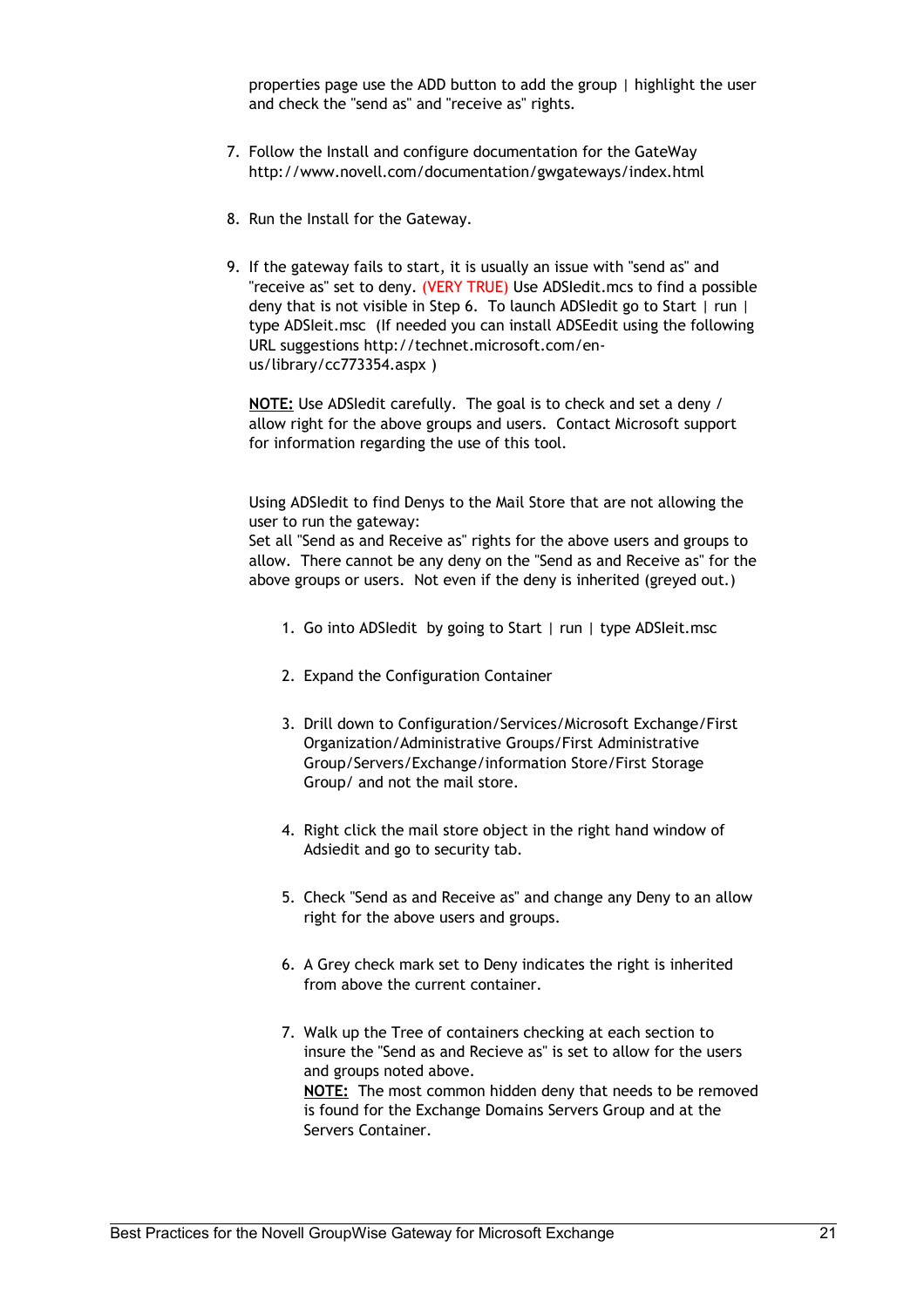properties page use the ADD button to add the group | highlight the user and check the "send as" and "receive as" rights.

7. Follow the Install and configure documentation for the GateWay http://www.novell.com/documentation/gwgateways/index.html

8. Run the Install for the Gateway.

9. If the gateway fails to start, it is usually an issue with "send as" and "receive as" set to deny. (VERY TRUE) Use ADSIedit.mcs to find a possible deny that is not visible in Step 6. To launch ADSIedit go to Start | run | type ADSIeit.msc (If needed you can install ADSEedit using the following URL suggestions http://technet.microsoft.com/en-us/library/cc773354.aspx )

   **NOTE:** Use ADSIedit carefully. The goal is to check and set a deny / allow right for the above groups and users. Contact Microsoft support for information regarding the use of this tool.

   Using ADSIedit to find Denys to the Mail Store that are not allowing the user to run the gateway:
   Set all "Send as and Receive as" rights for the above users and groups to allow. There cannot be any deny on the "Send as and Receive as" for the above groups or users. Not even if the deny is inherited (greyed out.)

   1. Go into ADSIedit by going to Start | run | type ADSIeit.msc

   2. Expand the Configuration Container

   3. Drill down to Configuration/Services/Microsoft Exchange/First Organization/Administrative Groups/First Administrative Group/Servers/Exchange/information Store/First Storage Group/ and not the mail store.

   4. Right click the mail store object in the right hand window of Adsiedit and go to security tab.

   5. Check "Send as and Receive as" and change any Deny to an allow right for the above users and groups.

   6. A Grey check mark set to Deny indicates the right is inherited from above the current container.

   7. Walk up the Tree of containers checking at each section to insure the "Send as and Recieve as" is set to allow for the users and groups noted above.
      **NOTE:** The most common hidden deny that needs to be removed is found for the Exchange Domains Servers Group and at the Servers Container.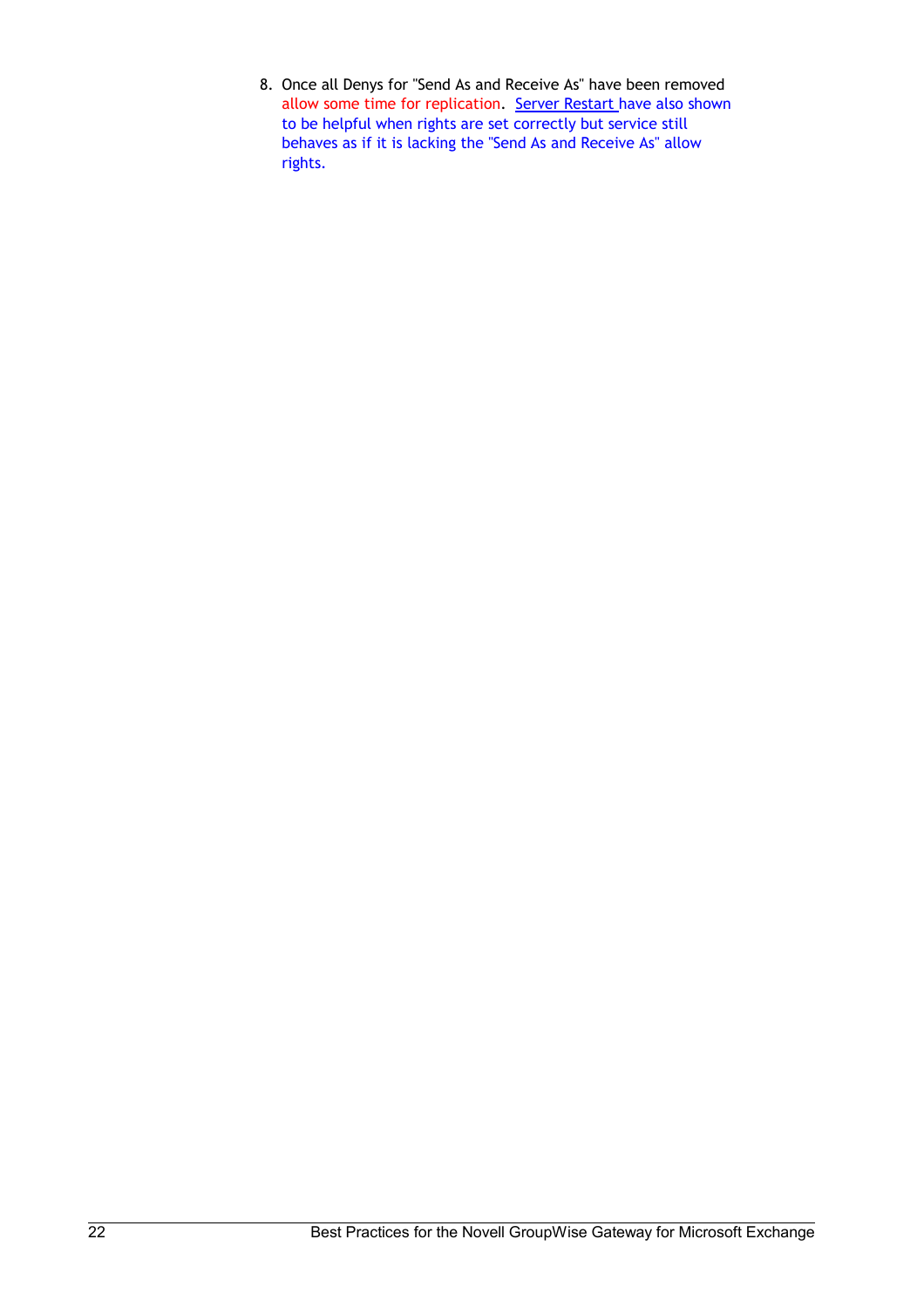8. Once all Denys for "Send As and Receive As" have been removed allow some time for replication. Server Restart have also shown to be helpful when rights are set correctly but service still behaves as if it is lacking the "Send As and Receive As" allow rights.